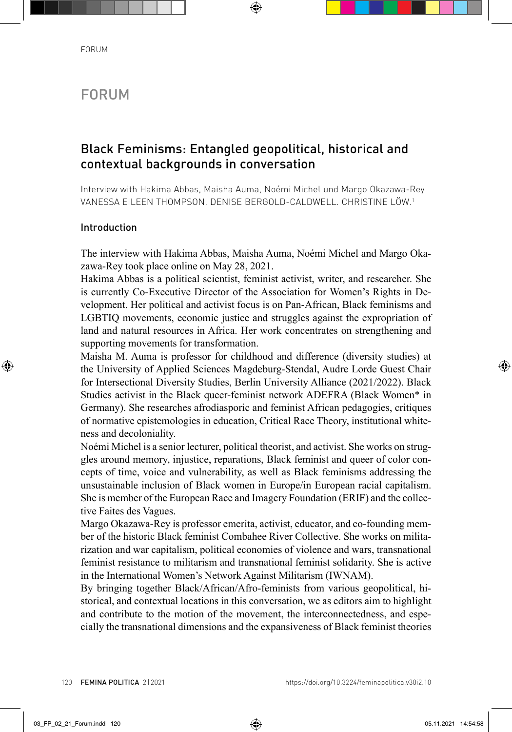# FORUM

## Black Feminisms: Entangled geopolitical, historical and contextual backgrounds in conversation

Interview with Hakima Abbas, Maisha Auma, Noémi Michel und Margo Okazawa-Rey
VANESSA EILEEN THOMPSON. DENISE BERGOLD-CALDWELL. CHRISTINE LÖW.[1]

### Introduction

The interview with Hakima Abbas, Maisha Auma, Noémi Michel and Margo Okazawa-Rey took place online on May 28, 2021.

Hakima Abbas is a political scientist, feminist activist, writer, and researcher. She is currently Co-Executive Director of the Association for Women's Rights in Development. Her political and activist focus is on Pan-African, Black feminisms and LGBTIQ movements, economic justice and struggles against the expropriation of land and natural resources in Africa. Her work concentrates on strengthening and supporting movements for transformation.

Maisha M. Auma is professor for childhood and difference (diversity studies) at the University of Applied Sciences Magdeburg-Stendal, Audre Lorde Guest Chair for Intersectional Diversity Studies, Berlin University Alliance (2021/2022). Black Studies activist in the Black queer-feminist network ADEFRA (Black Women* in Germany). She researches afrodiasporic and feminist African pedagogies, critiques of normative epistemologies in education, Critical Race Theory, institutional whiteness and decoloniality.

Noémi Michel is a senior lecturer, political theorist, and activist. She works on struggles around memory, injustice, reparations, Black feminist and queer of color concepts of time, voice and vulnerability, as well as Black feminisms addressing the unsustainable inclusion of Black women in Europe/in European racial capitalism. She is member of the European Race and Imagery Foundation (ERIF) and the collective Faites des Vagues.

Margo Okazawa-Rey is professor emerita, activist, educator, and co-founding member of the historic Black feminist Combahee River Collective. She works on militarization and war capitalism, political economies of violence and wars, transnational feminist resistance to militarism and transnational feminist solidarity. She is active in the International Women's Network Against Militarism (IWNAM).

By bringing together Black/African/Afro-feminists from various geopolitical, historical, and contextual locations in this conversation, we as editors aim to highlight and contribute to the motion of the movement, the interconnectedness, and especially the transnational dimensions and the expansiveness of Black feminist theories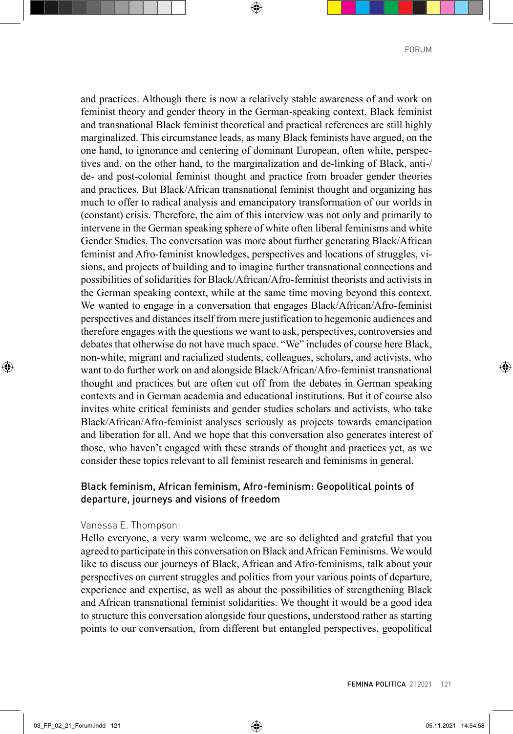and practices. Although there is now a relatively stable awareness of and work on feminist theory and gender theory in the German-speaking context, Black feminist and transnational Black feminist theoretical and practical references are still highly marginalized. This circumstance leads, as many Black feminists have argued, on the one hand, to ignorance and centering of dominant European, often white, perspectives and, on the other hand, to the marginalization and de-linking of Black, anti-/ de- and post-colonial feminist thought and practice from broader gender theories and practices. But Black/African transnational feminist thought and organizing has much to offer to radical analysis and emancipatory transformation of our worlds in (constant) crisis. Therefore, the aim of this interview was not only and primarily to intervene in the German speaking sphere of white often liberal feminisms and white Gender Studies. The conversation was more about further generating Black/African feminist and Afro-feminist knowledges, perspectives and locations of struggles, visions, and projects of building and to imagine further transnational connections and possibilities of solidarities for Black/African/Afro-feminist theorists and activists in the German speaking context, while at the same time moving beyond this context. We wanted to engage in a conversation that engages Black/African/Afro-feminist perspectives and distances itself from mere justification to hegemonic audiences and therefore engages with the questions we want to ask, perspectives, controversies and debates that otherwise do not have much space. "We" includes of course here Black, non-white, migrant and racialized students, colleagues, scholars, and activists, who want to do further work on and alongside Black/African/Afro-feminist transnational thought and practices but are often cut off from the debates in German speaking contexts and in German academia and educational institutions. But it of course also invites white critical feminists and gender studies scholars and activists, who take Black/African/Afro-feminist analyses seriously as projects towards emancipation and liberation for all. And we hope that this conversation also generates interest of those, who haven't engaged with these strands of thought and practices yet, as we consider these topics relevant to all feminist research and feminisms in general.

## Black feminism, African feminism, Afro-feminism: Geopolitical points of departure, journeys and visions of freedom

Vanessa E. Thompson:

Hello everyone, a very warm welcome, we are so delighted and grateful that you agreed to participate in this conversation on Black and African Feminisms. We would like to discuss our journeys of Black, African and Afro-feminisms, talk about your perspectives on current struggles and politics from your various points of departure, experience and expertise, as well as about the possibilities of strengthening Black and African transnational feminist solidarities. We thought it would be a good idea to structure this conversation alongside four questions, understood rather as starting points to our conversation, from different but entangled perspectives, geopolitical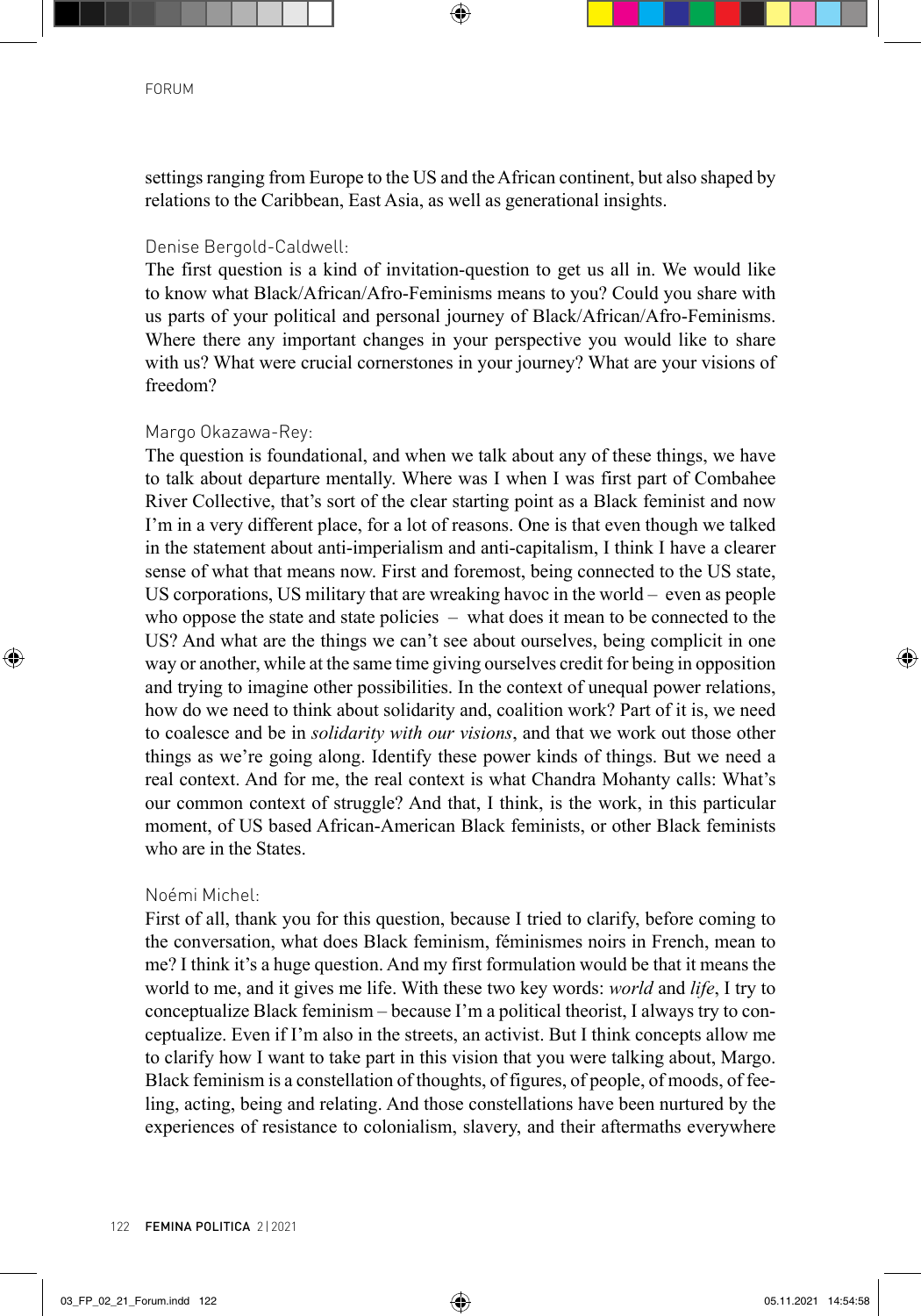settings ranging from Europe to the US and the African continent, but also shaped by relations to the Caribbean, East Asia, as well as generational insights.

Denise Bergold-Caldwell:
The first question is a kind of invitation-question to get us all in. We would like to know what Black/African/Afro-Feminisms means to you? Could you share with us parts of your political and personal journey of Black/African/Afro-Feminisms. Where there any important changes in your perspective you would like to share with us? What were crucial cornerstones in your journey? What are your visions of freedom?

Margo Okazawa-Rey:
The question is foundational, and when we talk about any of these things, we have to talk about departure mentally. Where was I when I was first part of Combahee River Collective, that's sort of the clear starting point as a Black feminist and now I'm in a very different place, for a lot of reasons. One is that even though we talked in the statement about anti-imperialism and anti-capitalism, I think I have a clearer sense of what that means now. First and foremost, being connected to the US state, US corporations, US military that are wreaking havoc in the world – even as people who oppose the state and state policies – what does it mean to be connected to the US? And what are the things we can't see about ourselves, being complicit in one way or another, while at the same time giving ourselves credit for being in opposition and trying to imagine other possibilities. In the context of unequal power relations, how do we need to think about solidarity and, coalition work? Part of it is, we need to coalesce and be in *solidarity with our visions*, and that we work out those other things as we're going along. Identify these power kinds of things. But we need a real context. And for me, the real context is what Chandra Mohanty calls: What's our common context of struggle? And that, I think, is the work, in this particular moment, of US based African-American Black feminists, or other Black feminists who are in the States.

Noémi Michel:
First of all, thank you for this question, because I tried to clarify, before coming to the conversation, what does Black feminism, féminismes noirs in French, mean to me? I think it's a huge question. And my first formulation would be that it means the world to me, and it gives me life. With these two key words: *world* and *life*, I try to conceptualize Black feminism – because I'm a political theorist, I always try to conceptualize. Even if I'm also in the streets, an activist. But I think concepts allow me to clarify how I want to take part in this vision that you were talking about, Margo. Black feminism is a constellation of thoughts, of figures, of people, of moods, of feeling, acting, being and relating. And those constellations have been nurtured by the experiences of resistance to colonialism, slavery, and their aftermaths everywhere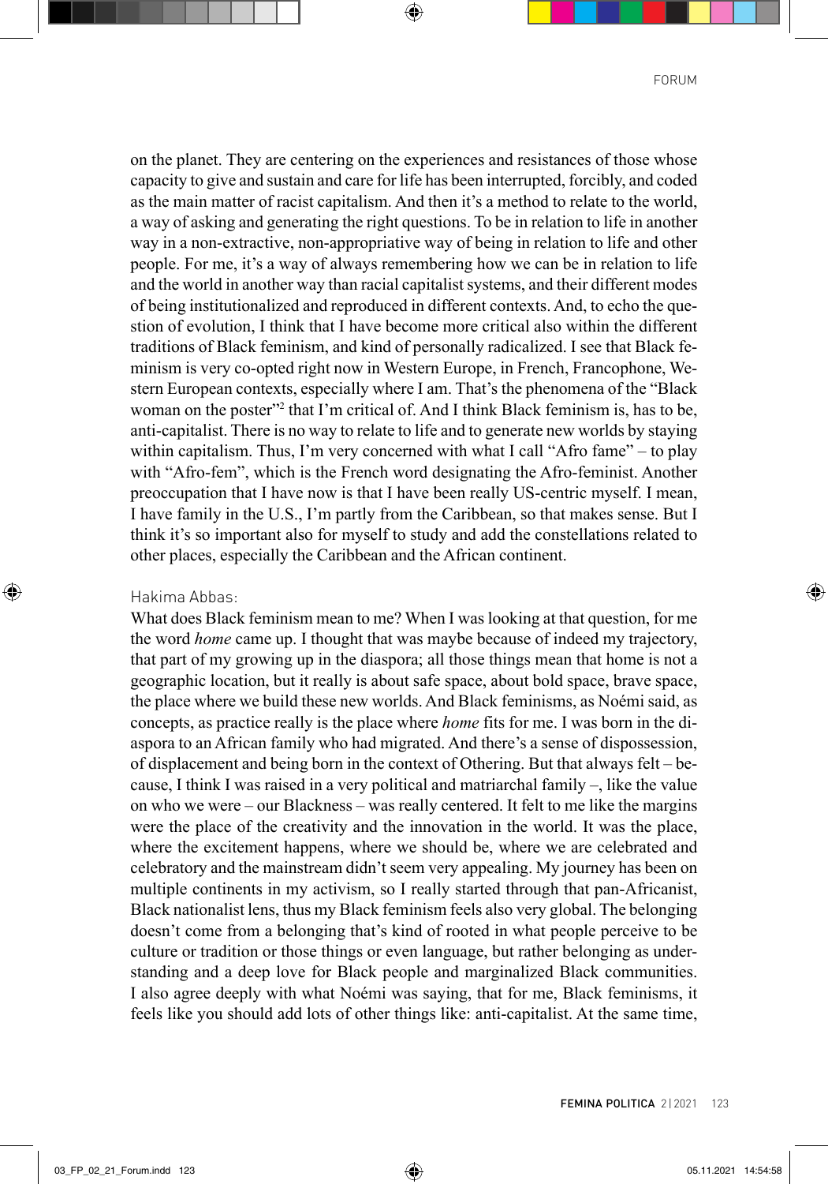on the planet. They are centering on the experiences and resistances of those whose capacity to give and sustain and care for life has been interrupted, forcibly, and coded as the main matter of racist capitalism. And then it's a method to relate to the world, a way of asking and generating the right questions. To be in relation to life in another way in a non-extractive, non-appropriative way of being in relation to life and other people. For me, it's a way of always remembering how we can be in relation to life and the world in another way than racial capitalist systems, and their different modes of being institutionalized and reproduced in different contexts. And, to echo the question of evolution, I think that I have become more critical also within the different traditions of Black feminism, and kind of personally radicalized. I see that Black feminism is very co-opted right now in Western Europe, in French, Francophone, Western European contexts, especially where I am. That's the phenomena of the "Black woman on the poster"[2] that I'm critical of. And I think Black feminism is, has to be, anti-capitalist. There is no way to relate to life and to generate new worlds by staying within capitalism. Thus, I'm very concerned with what I call "Afro fame" – to play with "Afro-fem", which is the French word designating the Afro-feminist. Another preoccupation that I have now is that I have been really US-centric myself. I mean, I have family in the U.S., I'm partly from the Caribbean, so that makes sense. But I think it's so important also for myself to study and add the constellations related to other places, especially the Caribbean and the African continent.

Hakima Abbas:
What does Black feminism mean to me? When I was looking at that question, for me the word *home* came up. I thought that was maybe because of indeed my trajectory, that part of my growing up in the diaspora; all those things mean that home is not a geographic location, but it really is about safe space, about bold space, brave space, the place where we build these new worlds. And Black feminisms, as Noémi said, as concepts, as practice really is the place where *home* fits for me. I was born in the diaspora to an African family who had migrated. And there's a sense of dispossession, of displacement and being born in the context of Othering. But that always felt – because, I think I was raised in a very political and matriarchal family –, like the value on who we were – our Blackness – was really centered. It felt to me like the margins were the place of the creativity and the innovation in the world. It was the place, where the excitement happens, where we should be, where we are celebrated and celebratory and the mainstream didn't seem very appealing. My journey has been on multiple continents in my activism, so I really started through that pan-Africanist, Black nationalist lens, thus my Black feminism feels also very global. The belonging doesn't come from a belonging that's kind of rooted in what people perceive to be culture or tradition or those things or even language, but rather belonging as understanding and a deep love for Black people and marginalized Black communities. I also agree deeply with what Noémi was saying, that for me, Black feminisms, it feels like you should add lots of other things like: anti-capitalist. At the same time,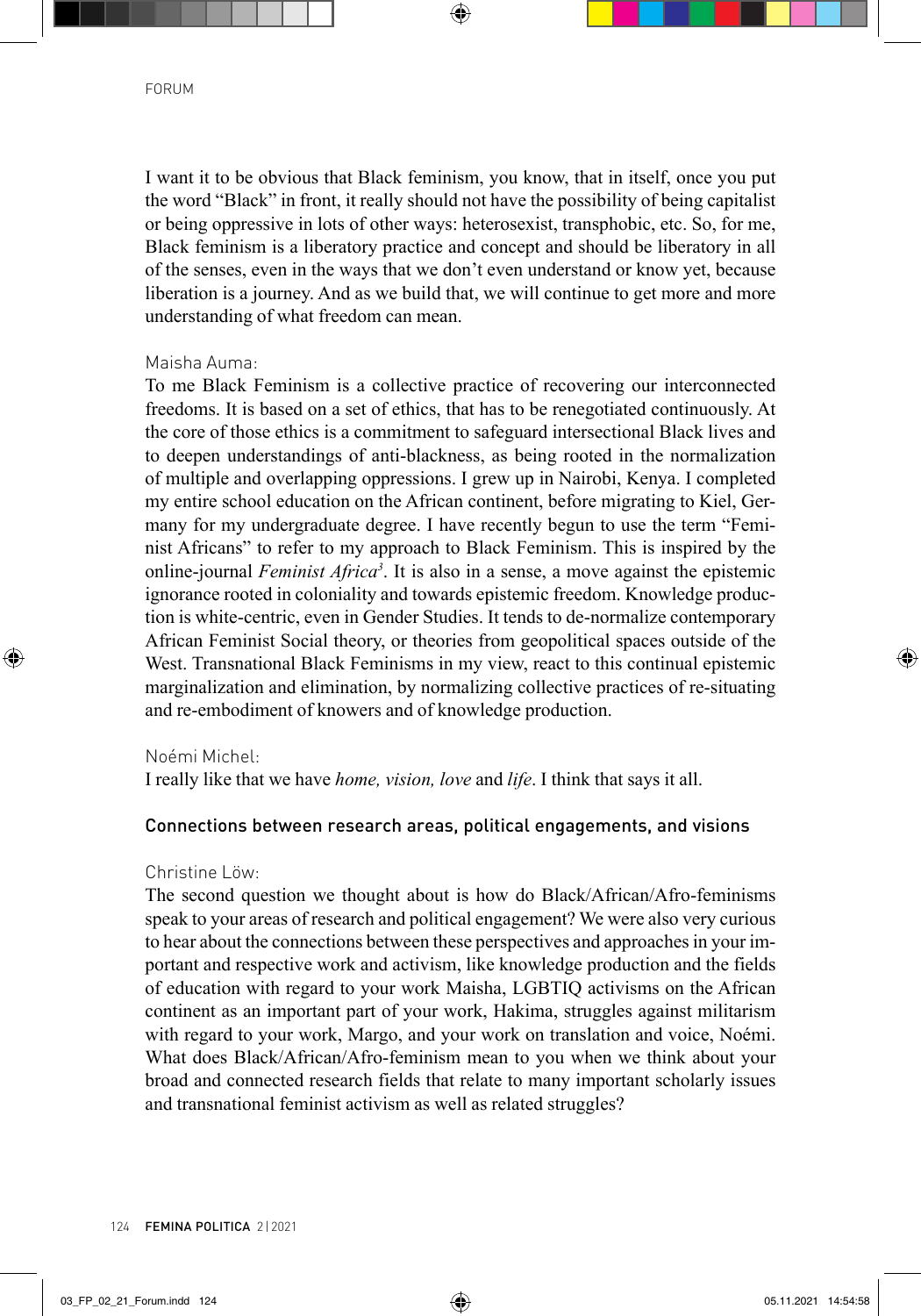I want it to be obvious that Black feminism, you know, that in itself, once you put the word "Black" in front, it really should not have the possibility of being capitalist or being oppressive in lots of other ways: heterosexist, transphobic, etc. So, for me, Black feminism is a liberatory practice and concept and should be liberatory in all of the senses, even in the ways that we don't even understand or know yet, because liberation is a journey. And as we build that, we will continue to get more and more understanding of what freedom can mean.

Maisha Auma:
To me Black Feminism is a collective practice of recovering our interconnected freedoms. It is based on a set of ethics, that has to be renegotiated continuously. At the core of those ethics is a commitment to safeguard intersectional Black lives and to deepen understandings of anti-blackness, as being rooted in the normalization of multiple and overlapping oppressions. I grew up in Nairobi, Kenya. I completed my entire school education on the African continent, before migrating to Kiel, Germany for my undergraduate degree. I have recently begun to use the term "Feminist Africans" to refer to my approach to Black Feminism. This is inspired by the online-journal *Feminist Africa*[3]. It is also in a sense, a move against the epistemic ignorance rooted in coloniality and towards epistemic freedom. Knowledge production is white-centric, even in Gender Studies. It tends to de-normalize contemporary African Feminist Social theory, or theories from geopolitical spaces outside of the West. Transnational Black Feminisms in my view, react to this continual epistemic marginalization and elimination, by normalizing collective practices of re-situating and re-embodiment of knowers and of knowledge production.

Noémi Michel:
I really like that we have *home, vision, love* and *life*. I think that says it all.

### Connections between research areas, political engagements, and visions

Christine Löw:
The second question we thought about is how do Black/African/Afro-feminisms speak to your areas of research and political engagement? We were also very curious to hear about the connections between these perspectives and approaches in your important and respective work and activism, like knowledge production and the fields of education with regard to your work Maisha, LGBTIQ activisms on the African continent as an important part of your work, Hakima, struggles against militarism with regard to your work, Margo, and your work on translation and voice, Noémi. What does Black/African/Afro-feminism mean to you when we think about your broad and connected research fields that relate to many important scholarly issues and transnational feminist activism as well as related struggles?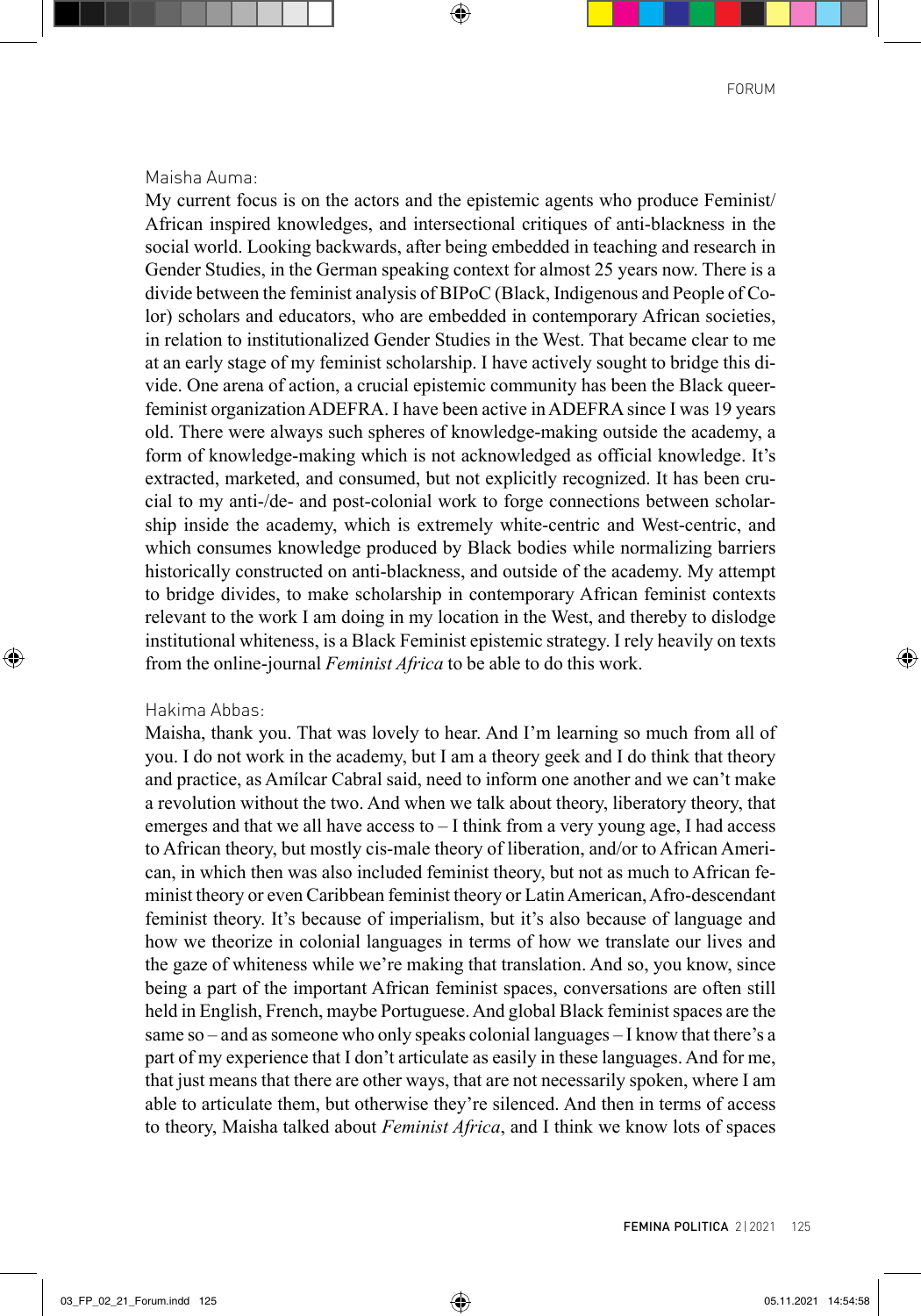Maisha Auma:

My current focus is on the actors and the epistemic agents who produce Feminist/ African inspired knowledges, and intersectional critiques of anti-blackness in the social world. Looking backwards, after being embedded in teaching and research in Gender Studies, in the German speaking context for almost 25 years now. There is a divide between the feminist analysis of BIPoC (Black, Indigenous and People of Color) scholars and educators, who are embedded in contemporary African societies, in relation to institutionalized Gender Studies in the West. That became clear to me at an early stage of my feminist scholarship. I have actively sought to bridge this divide. One arena of action, a crucial epistemic community has been the Black queer-feminist organization ADEFRA. I have been active in ADEFRA since I was 19 years old. There were always such spheres of knowledge-making outside the academy, a form of knowledge-making which is not acknowledged as official knowledge. It's extracted, marketed, and consumed, but not explicitly recognized. It has been crucial to my anti-/de- and post-colonial work to forge connections between scholarship inside the academy, which is extremely white-centric and West-centric, and which consumes knowledge produced by Black bodies while normalizing barriers historically constructed on anti-blackness, and outside of the academy. My attempt to bridge divides, to make scholarship in contemporary African feminist contexts relevant to the work I am doing in my location in the West, and thereby to dislodge institutional whiteness, is a Black Feminist epistemic strategy. I rely heavily on texts from the online-journal *Feminist Africa* to be able to do this work.

Hakima Abbas:

Maisha, thank you. That was lovely to hear. And I'm learning so much from all of you. I do not work in the academy, but I am a theory geek and I do think that theory and practice, as Amílcar Cabral said, need to inform one another and we can't make a revolution without the two. And when we talk about theory, liberatory theory, that emerges and that we all have access to – I think from a very young age, I had access to African theory, but mostly cis-male theory of liberation, and/or to African American, in which then was also included feminist theory, but not as much to African feminist theory or even Caribbean feminist theory or Latin American, Afro-descendant feminist theory. It's because of imperialism, but it's also because of language and how we theorize in colonial languages in terms of how we translate our lives and the gaze of whiteness while we're making that translation. And so, you know, since being a part of the important African feminist spaces, conversations are often still held in English, French, maybe Portuguese. And global Black feminist spaces are the same so – and as someone who only speaks colonial languages – I know that there's a part of my experience that I don't articulate as easily in these languages. And for me, that just means that there are other ways, that are not necessarily spoken, where I am able to articulate them, but otherwise they're silenced. And then in terms of access to theory, Maisha talked about *Feminist Africa*, and I think we know lots of spaces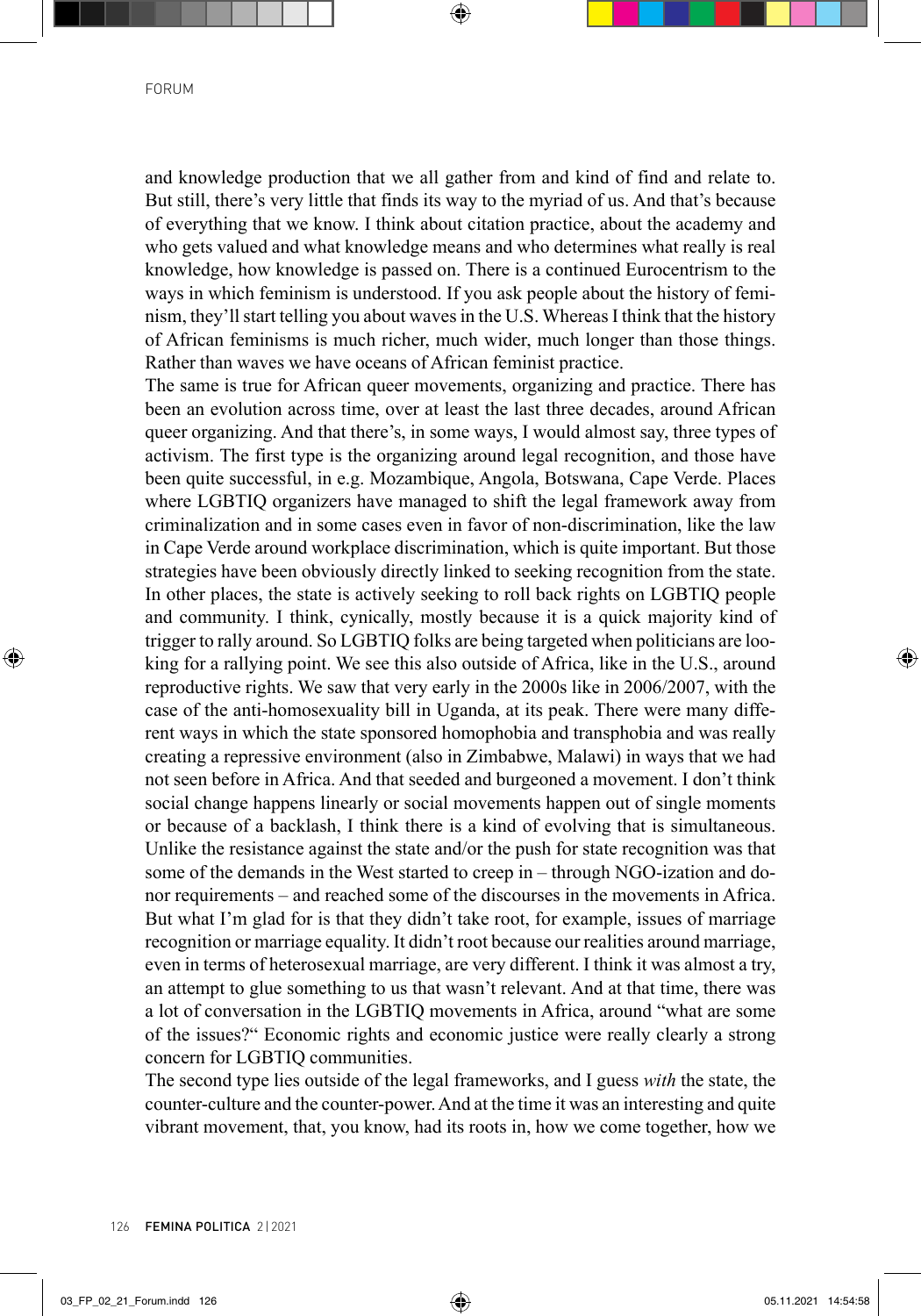and knowledge production that we all gather from and kind of find and relate to. But still, there's very little that finds its way to the myriad of us. And that's because of everything that we know. I think about citation practice, about the academy and who gets valued and what knowledge means and who determines what really is real knowledge, how knowledge is passed on. There is a continued Eurocentrism to the ways in which feminism is understood. If you ask people about the history of feminism, they'll start telling you about waves in the U.S. Whereas I think that the history of African feminisms is much richer, much wider, much longer than those things. Rather than waves we have oceans of African feminist practice.

The same is true for African queer movements, organizing and practice. There has been an evolution across time, over at least the last three decades, around African queer organizing. And that there's, in some ways, I would almost say, three types of activism. The first type is the organizing around legal recognition, and those have been quite successful, in e.g. Mozambique, Angola, Botswana, Cape Verde. Places where LGBTIQ organizers have managed to shift the legal framework away from criminalization and in some cases even in favor of non-discrimination, like the law in Cape Verde around workplace discrimination, which is quite important. But those strategies have been obviously directly linked to seeking recognition from the state. In other places, the state is actively seeking to roll back rights on LGBTIQ people and community. I think, cynically, mostly because it is a quick majority kind of trigger to rally around. So LGBTIQ folks are being targeted when politicians are looking for a rallying point. We see this also outside of Africa, like in the U.S., around reproductive rights. We saw that very early in the 2000s like in 2006/2007, with the case of the anti-homosexuality bill in Uganda, at its peak. There were many different ways in which the state sponsored homophobia and transphobia and was really creating a repressive environment (also in Zimbabwe, Malawi) in ways that we had not seen before in Africa. And that seeded and burgeoned a movement. I don't think social change happens linearly or social movements happen out of single moments or because of a backlash, I think there is a kind of evolving that is simultaneous. Unlike the resistance against the state and/or the push for state recognition was that some of the demands in the West started to creep in – through NGO-ization and donor requirements – and reached some of the discourses in the movements in Africa. But what I'm glad for is that they didn't take root, for example, issues of marriage recognition or marriage equality. It didn't root because our realities around marriage, even in terms of heterosexual marriage, are very different. I think it was almost a try, an attempt to glue something to us that wasn't relevant. And at that time, there was a lot of conversation in the LGBTIQ movements in Africa, around "what are some of the issues?" Economic rights and economic justice were really clearly a strong concern for LGBTIQ communities.

The second type lies outside of the legal frameworks, and I guess *with* the state, the counter-culture and the counter-power. And at the time it was an interesting and quite vibrant movement, that, you know, had its roots in, how we come together, how we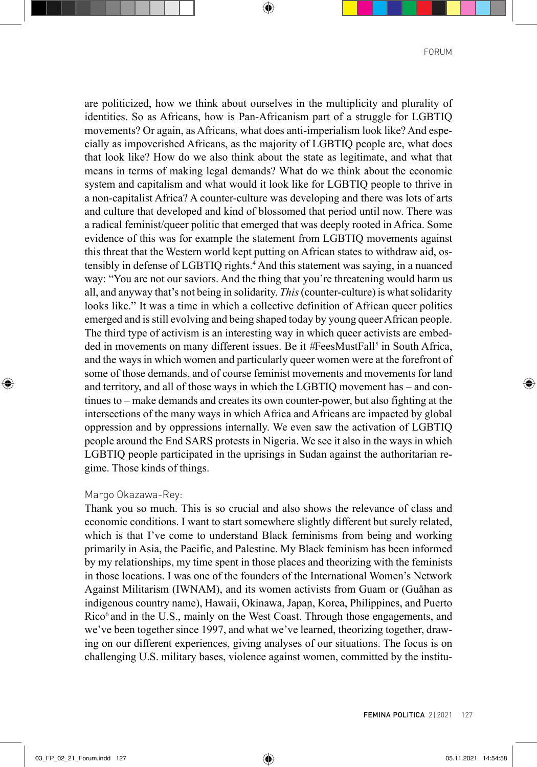are politicized, how we think about ourselves in the multiplicity and plurality of identities. So as Africans, how is Pan-Africanism part of a struggle for LGBTIQ movements? Or again, as Africans, what does anti-imperialism look like? And especially as impoverished Africans, as the majority of LGBTIQ people are, what does that look like? How do we also think about the state as legitimate, and what that means in terms of making legal demands? What do we think about the economic system and capitalism and what would it look like for LGBTIQ people to thrive in a non-capitalist Africa? A counter-culture was developing and there was lots of arts and culture that developed and kind of blossomed that period until now. There was a radical feminist/queer politic that emerged that was deeply rooted in Africa. Some evidence of this was for example the statement from LGBTIQ movements against this threat that the Western world kept putting on African states to withdraw aid, ostensibly in defense of LGBTIQ rights.[4] And this statement was saying, in a nuanced way: "You are not our saviors. And the thing that you're threatening would harm us all, and anyway that's not being in solidarity. *This* (counter-culture) is what solidarity looks like." It was a time in which a collective definition of African queer politics emerged and is still evolving and being shaped today by young queer African people. The third type of activism is an interesting way in which queer activists are embedded in movements on many different issues. Be it #FeesMustFall[5] in South Africa, and the ways in which women and particularly queer women were at the forefront of some of those demands, and of course feminist movements and movements for land and territory, and all of those ways in which the LGBTIQ movement has – and continues to – make demands and creates its own counter-power, but also fighting at the intersections of the many ways in which Africa and Africans are impacted by global oppression and by oppressions internally. We even saw the activation of LGBTIQ people around the End SARS protests in Nigeria. We see it also in the ways in which LGBTIQ people participated in the uprisings in Sudan against the authoritarian regime. Those kinds of things.

Margo Okazawa-Rey:

Thank you so much. This is so crucial and also shows the relevance of class and economic conditions. I want to start somewhere slightly different but surely related, which is that I've come to understand Black feminisms from being and working primarily in Asia, the Pacific, and Palestine. My Black feminism has been informed by my relationships, my time spent in those places and theorizing with the feminists in those locations. I was one of the founders of the International Women's Network Against Militarism (IWNAM), and its women activists from Guam or (Guåhan as indigenous country name), Hawaii, Okinawa, Japan, Korea, Philippines, and Puerto Rico[6] and in the U.S., mainly on the West Coast. Through those engagements, and we've been together since 1997, and what we've learned, theorizing together, drawing on our different experiences, giving analyses of our situations. The focus is on challenging U.S. military bases, violence against women, committed by the institu-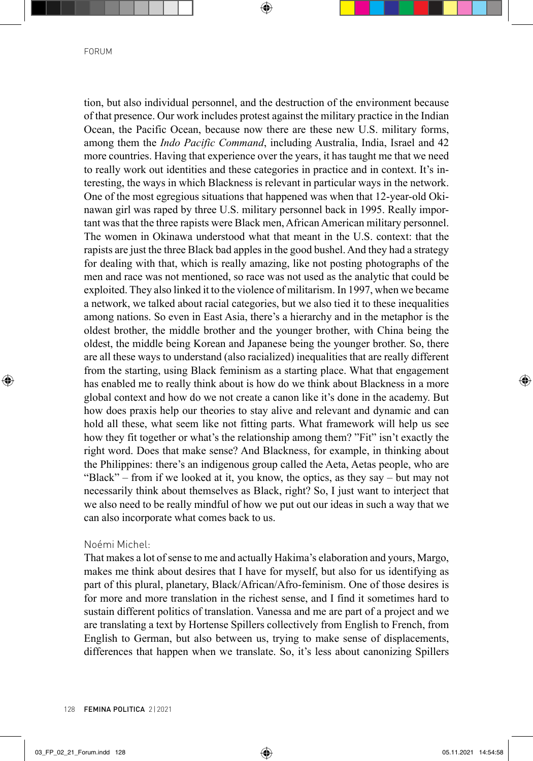tion, but also individual personnel, and the destruction of the environment because of that presence. Our work includes protest against the military practice in the Indian Ocean, the Pacific Ocean, because now there are these new U.S. military forms, among them the *Indo Pacific Command*, including Australia, India, Israel and 42 more countries. Having that experience over the years, it has taught me that we need to really work out identities and these categories in practice and in context. It's interesting, the ways in which Blackness is relevant in particular ways in the network. One of the most egregious situations that happened was when that 12-year-old Okinawan girl was raped by three U.S. military personnel back in 1995. Really important was that the three rapists were Black men, African American military personnel. The women in Okinawa understood what that meant in the U.S. context: that the rapists are just the three Black bad apples in the good bushel. And they had a strategy for dealing with that, which is really amazing, like not posting photographs of the men and race was not mentioned, so race was not used as the analytic that could be exploited. They also linked it to the violence of militarism. In 1997, when we became a network, we talked about racial categories, but we also tied it to these inequalities among nations. So even in East Asia, there's a hierarchy and in the metaphor is the oldest brother, the middle brother and the younger brother, with China being the oldest, the middle being Korean and Japanese being the younger brother. So, there are all these ways to understand (also racialized) inequalities that are really different from the starting, using Black feminism as a starting place. What that engagement has enabled me to really think about is how do we think about Blackness in a more global context and how do we not create a canon like it's done in the academy. But how does praxis help our theories to stay alive and relevant and dynamic and can hold all these, what seem like not fitting parts. What framework will help us see how they fit together or what's the relationship among them? "Fit" isn't exactly the right word. Does that make sense? And Blackness, for example, in thinking about the Philippines: there's an indigenous group called the Aeta, Aetas people, who are "Black" – from if we looked at it, you know, the optics, as they say – but may not necessarily think about themselves as Black, right? So, I just want to interject that we also need to be really mindful of how we put out our ideas in such a way that we can also incorporate what comes back to us.

Noémi Michel:

That makes a lot of sense to me and actually Hakima's elaboration and yours, Margo, makes me think about desires that I have for myself, but also for us identifying as part of this plural, planetary, Black/African/Afro-feminism. One of those desires is for more and more translation in the richest sense, and I find it sometimes hard to sustain different politics of translation. Vanessa and me are part of a project and we are translating a text by Hortense Spillers collectively from English to French, from English to German, but also between us, trying to make sense of displacements, differences that happen when we translate. So, it's less about canonizing Spillers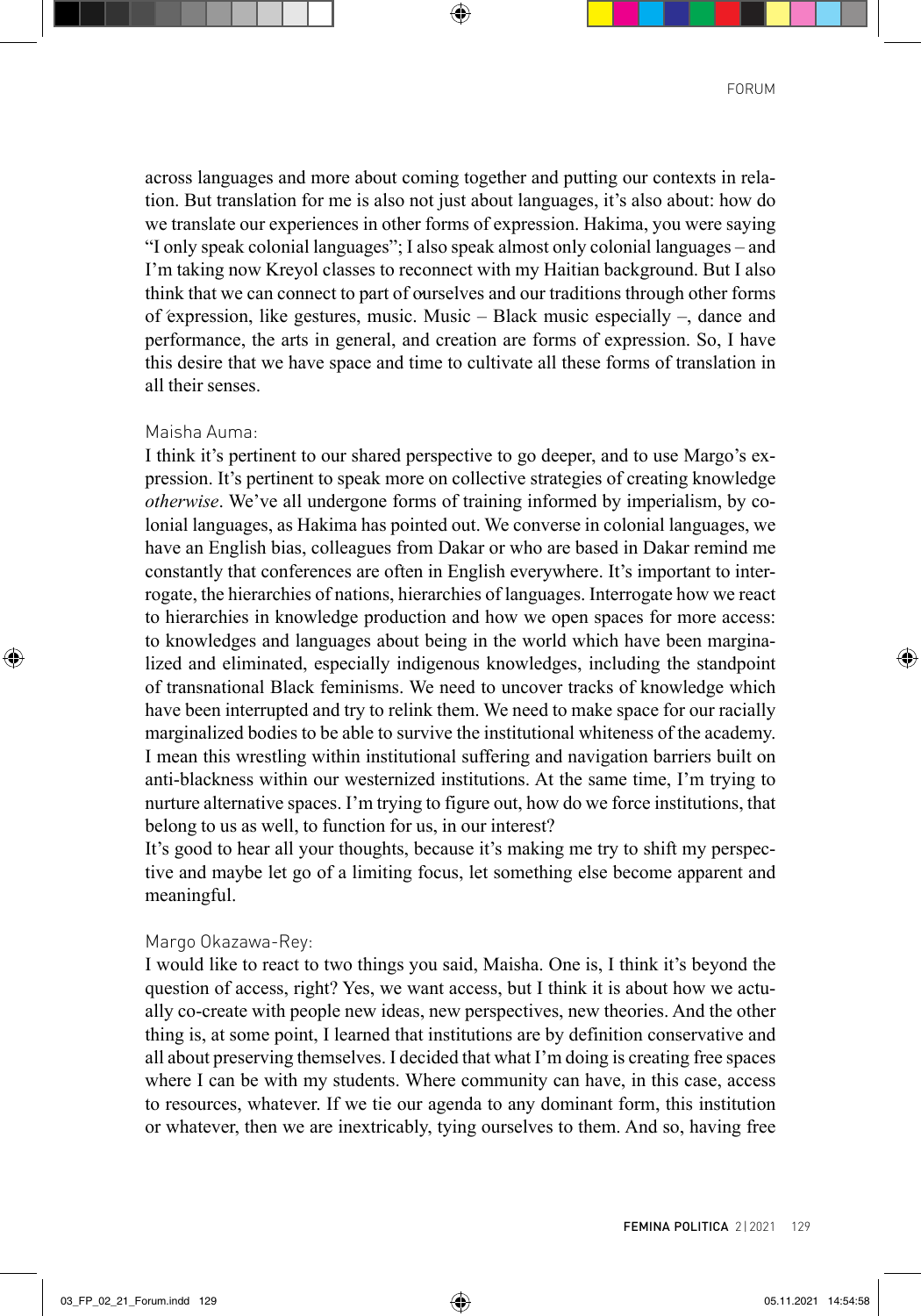across languages and more about coming together and putting our contexts in relation. But translation for me is also not just about languages, it's also about: how do we translate our experiences in other forms of expression. Hakima, you were saying "I only speak colonial languages"; I also speak almost only colonial languages – and I'm taking now Kreyol classes to reconnect with my Haitian background. But I also think that we can connect to part of ourselves and our traditions through other forms of expression, like gestures, music. Music – Black music especially –, dance and performance, the arts in general, and creation are forms of expression. So, I have this desire that we have space and time to cultivate all these forms of translation in all their senses.

Maisha Auma:

I think it's pertinent to our shared perspective to go deeper, and to use Margo's expression. It's pertinent to speak more on collective strategies of creating knowledge *otherwise*. We've all undergone forms of training informed by imperialism, by colonial languages, as Hakima has pointed out. We converse in colonial languages, we have an English bias, colleagues from Dakar or who are based in Dakar remind me constantly that conferences are often in English everywhere. It's important to interrogate, the hierarchies of nations, hierarchies of languages. Interrogate how we react to hierarchies in knowledge production and how we open spaces for more access: to knowledges and languages about being in the world which have been marginalized and eliminated, especially indigenous knowledges, including the standpoint of transnational Black feminisms. We need to uncover tracks of knowledge which have been interrupted and try to relink them. We need to make space for our racially marginalized bodies to be able to survive the institutional whiteness of the academy. I mean this wrestling within institutional suffering and navigation barriers built on anti-blackness within our westernized institutions. At the same time, I'm trying to nurture alternative spaces. I'm trying to figure out, how do we force institutions, that belong to us as well, to function for us, in our interest?

It's good to hear all your thoughts, because it's making me try to shift my perspective and maybe let go of a limiting focus, let something else become apparent and meaningful.

Margo Okazawa-Rey:

I would like to react to two things you said, Maisha. One is, I think it's beyond the question of access, right? Yes, we want access, but I think it is about how we actually co-create with people new ideas, new perspectives, new theories. And the other thing is, at some point, I learned that institutions are by definition conservative and all about preserving themselves. I decided that what I'm doing is creating free spaces where I can be with my students. Where community can have, in this case, access to resources, whatever. If we tie our agenda to any dominant form, this institution or whatever, then we are inextricably, tying ourselves to them. And so, having free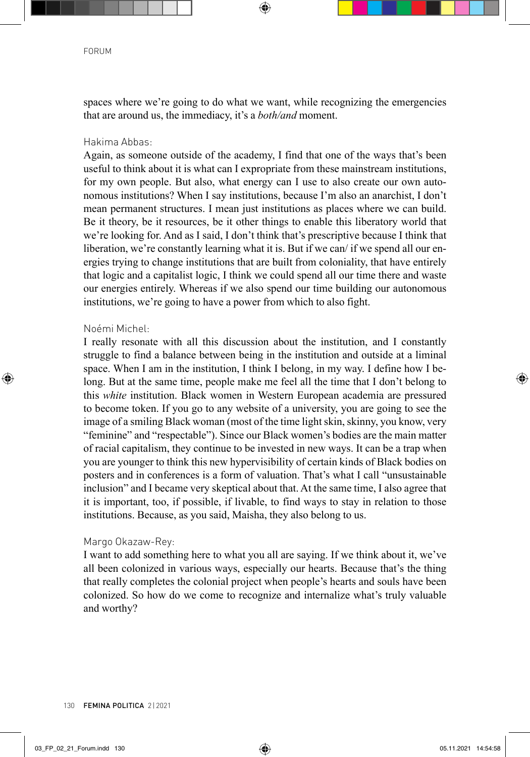spaces where we're going to do what we want, while recognizing the emergencies that are around us, the immediacy, it's a *both/and* moment.

Hakima Abbas:

Again, as someone outside of the academy, I find that one of the ways that's been useful to think about it is what can I expropriate from these mainstream institutions, for my own people. But also, what energy can I use to also create our own autonomous institutions? When I say institutions, because I'm also an anarchist, I don't mean permanent structures. I mean just institutions as places where we can build. Be it theory, be it resources, be it other things to enable this liberatory world that we're looking for. And as I said, I don't think that's prescriptive because I think that liberation, we're constantly learning what it is. But if we can/ if we spend all our energies trying to change institutions that are built from coloniality, that have entirely that logic and a capitalist logic, I think we could spend all our time there and waste our energies entirely. Whereas if we also spend our time building our autonomous institutions, we're going to have a power from which to also fight.

Noémi Michel:

I really resonate with all this discussion about the institution, and I constantly struggle to find a balance between being in the institution and outside at a liminal space. When I am in the institution, I think I belong, in my way. I define how I belong. But at the same time, people make me feel all the time that I don't belong to this *white* institution. Black women in Western European academia are pressured to become token. If you go to any website of a university, you are going to see the image of a smiling Black woman (most of the time light skin, skinny, you know, very "feminine" and "respectable"). Since our Black women's bodies are the main matter of racial capitalism, they continue to be invested in new ways. It can be a trap when you are younger to think this new hypervisibility of certain kinds of Black bodies on posters and in conferences is a form of valuation. That's what I call "unsustainable inclusion" and I became very skeptical about that. At the same time, I also agree that it is important, too, if possible, if livable, to find ways to stay in relation to those institutions. Because, as you said, Maisha, they also belong to us.

Margo Okazaw-Rey:

I want to add something here to what you all are saying. If we think about it, we've all been colonized in various ways, especially our hearts. Because that's the thing that really completes the colonial project when people's hearts and souls have been colonized. So how do we come to recognize and internalize what's truly valuable and worthy?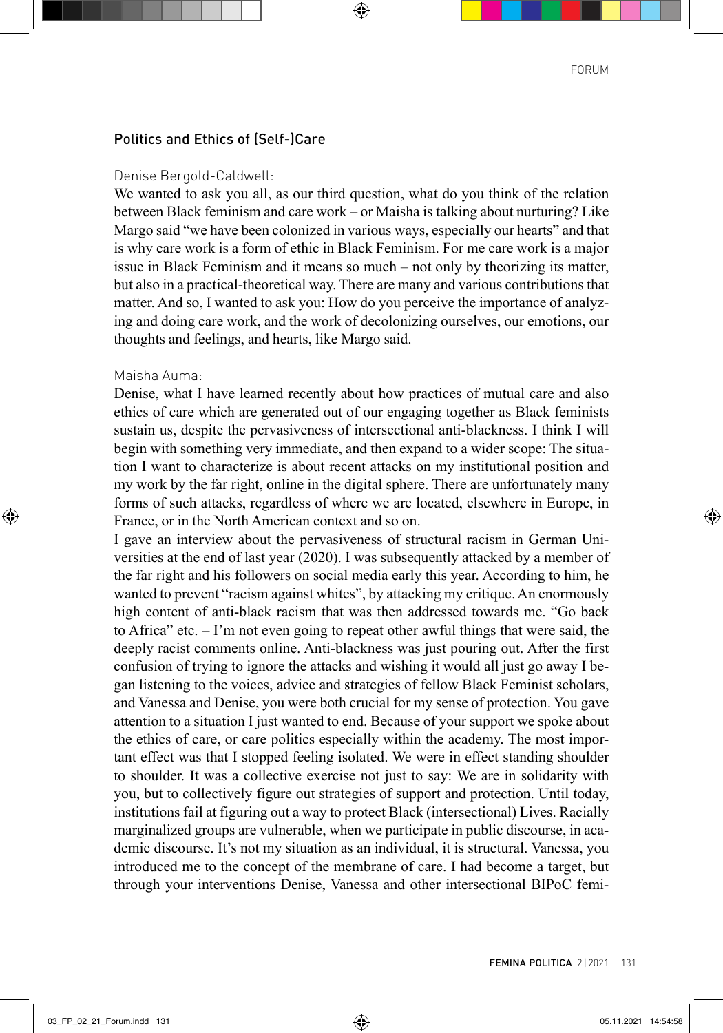## Politics and Ethics of (Self-)Care

Denise Bergold-Caldwell:

We wanted to ask you all, as our third question, what do you think of the relation between Black feminism and care work – or Maisha is talking about nurturing? Like Margo said "we have been colonized in various ways, especially our hearts" and that is why care work is a form of ethic in Black Feminism. For me care work is a major issue in Black Feminism and it means so much – not only by theorizing its matter, but also in a practical-theoretical way. There are many and various contributions that matter. And so, I wanted to ask you: How do you perceive the importance of analyzing and doing care work, and the work of decolonizing ourselves, our emotions, our thoughts and feelings, and hearts, like Margo said.

Maisha Auma:

Denise, what I have learned recently about how practices of mutual care and also ethics of care which are generated out of our engaging together as Black feminists sustain us, despite the pervasiveness of intersectional anti-blackness. I think I will begin with something very immediate, and then expand to a wider scope: The situation I want to characterize is about recent attacks on my institutional position and my work by the far right, online in the digital sphere. There are unfortunately many forms of such attacks, regardless of where we are located, elsewhere in Europe, in France, or in the North American context and so on.

I gave an interview about the pervasiveness of structural racism in German Universities at the end of last year (2020). I was subsequently attacked by a member of the far right and his followers on social media early this year. According to him, he wanted to prevent "racism against whites", by attacking my critique. An enormously high content of anti-black racism that was then addressed towards me. "Go back to Africa" etc. – I'm not even going to repeat other awful things that were said, the deeply racist comments online. Anti-blackness was just pouring out. After the first confusion of trying to ignore the attacks and wishing it would all just go away I began listening to the voices, advice and strategies of fellow Black Feminist scholars, and Vanessa and Denise, you were both crucial for my sense of protection. You gave attention to a situation I just wanted to end. Because of your support we spoke about the ethics of care, or care politics especially within the academy. The most important effect was that I stopped feeling isolated. We were in effect standing shoulder to shoulder. It was a collective exercise not just to say: We are in solidarity with you, but to collectively figure out strategies of support and protection. Until today, institutions fail at figuring out a way to protect Black (intersectional) Lives. Racially marginalized groups are vulnerable, when we participate in public discourse, in academic discourse. It's not my situation as an individual, it is structural. Vanessa, you introduced me to the concept of the membrane of care. I had become a target, but through your interventions Denise, Vanessa and other intersectional BIPoC femi-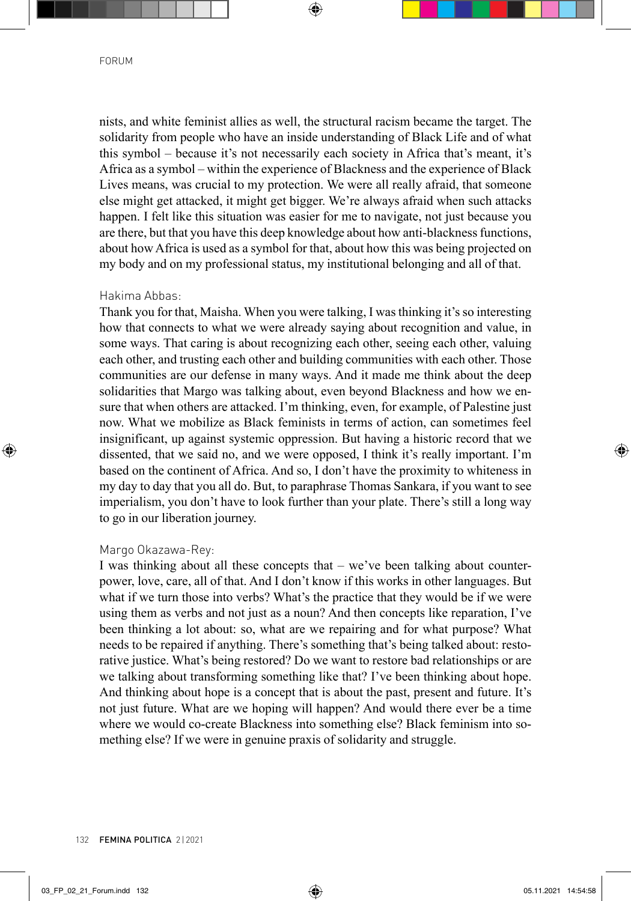nists, and white feminist allies as well, the structural racism became the target. The solidarity from people who have an inside understanding of Black Life and of what this symbol – because it's not necessarily each society in Africa that's meant, it's Africa as a symbol – within the experience of Blackness and the experience of Black Lives means, was crucial to my protection. We were all really afraid, that someone else might get attacked, it might get bigger. We're always afraid when such attacks happen. I felt like this situation was easier for me to navigate, not just because you are there, but that you have this deep knowledge about how anti-blackness functions, about how Africa is used as a symbol for that, about how this was being projected on my body and on my professional status, my institutional belonging and all of that.

Hakima Abbas:

Thank you for that, Maisha. When you were talking, I was thinking it's so interesting how that connects to what we were already saying about recognition and value, in some ways. That caring is about recognizing each other, seeing each other, valuing each other, and trusting each other and building communities with each other. Those communities are our defense in many ways. And it made me think about the deep solidarities that Margo was talking about, even beyond Blackness and how we ensure that when others are attacked. I'm thinking, even, for example, of Palestine just now. What we mobilize as Black feminists in terms of action, can sometimes feel insignificant, up against systemic oppression. But having a historic record that we dissented, that we said no, and we were opposed, I think it's really important. I'm based on the continent of Africa. And so, I don't have the proximity to whiteness in my day to day that you all do. But, to paraphrase Thomas Sankara, if you want to see imperialism, you don't have to look further than your plate. There's still a long way to go in our liberation journey.

Margo Okazawa-Rey:

I was thinking about all these concepts that – we've been talking about counterpower, love, care, all of that. And I don't know if this works in other languages. But what if we turn those into verbs? What's the practice that they would be if we were using them as verbs and not just as a noun? And then concepts like reparation, I've been thinking a lot about: so, what are we repairing and for what purpose? What needs to be repaired if anything. There's something that's being talked about: restorative justice. What's being restored? Do we want to restore bad relationships or are we talking about transforming something like that? I've been thinking about hope. And thinking about hope is a concept that is about the past, present and future. It's not just future. What are we hoping will happen? And would there ever be a time where we would co-create Blackness into something else? Black feminism into something else? If we were in genuine praxis of solidarity and struggle.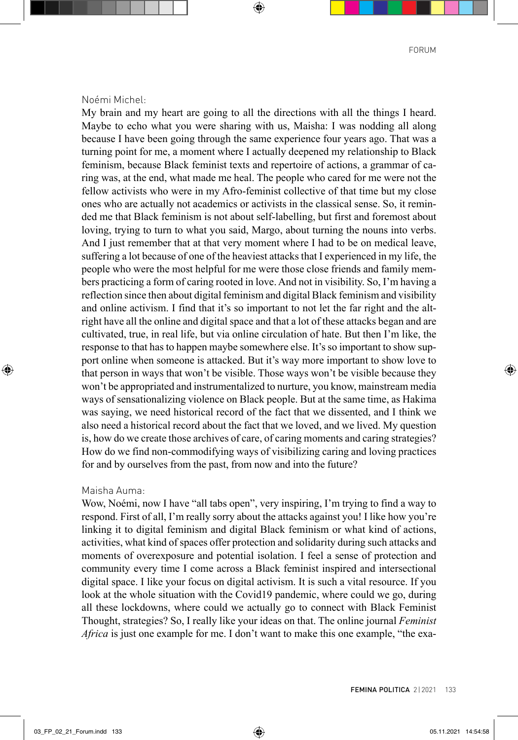Noémi Michel:

My brain and my heart are going to all the directions with all the things I heard. Maybe to echo what you were sharing with us, Maisha: I was nodding all along because I have been going through the same experience four years ago. That was a turning point for me, a moment where I actually deepened my relationship to Black feminism, because Black feminist texts and repertoire of actions, a grammar of caring was, at the end, what made me heal. The people who cared for me were not the fellow activists who were in my Afro-feminist collective of that time but my close ones who are actually not academics or activists in the classical sense. So, it reminded me that Black feminism is not about self-labelling, but first and foremost about loving, trying to turn to what you said, Margo, about turning the nouns into verbs. And I just remember that at that very moment where I had to be on medical leave, suffering a lot because of one of the heaviest attacks that I experienced in my life, the people who were the most helpful for me were those close friends and family members practicing a form of caring rooted in love. And not in visibility. So, I'm having a reflection since then about digital feminism and digital Black feminism and visibility and online activism. I find that it's so important to not let the far right and the alt-right have all the online and digital space and that a lot of these attacks began and are cultivated, true, in real life, but via online circulation of hate. But then I'm like, the response to that has to happen maybe somewhere else. It's so important to show support online when someone is attacked. But it's way more important to show love to that person in ways that won't be visible. Those ways won't be visible because they won't be appropriated and instrumentalized to nurture, you know, mainstream media ways of sensationalizing violence on Black people. But at the same time, as Hakima was saying, we need historical record of the fact that we dissented, and I think we also need a historical record about the fact that we loved, and we lived. My question is, how do we create those archives of care, of caring moments and caring strategies? How do we find non-commodifying ways of visibilizing caring and loving practices for and by ourselves from the past, from now and into the future?

Maisha Auma:

Wow, Noémi, now I have "all tabs open", very inspiring, I'm trying to find a way to respond. First of all, I'm really sorry about the attacks against you! I like how you're linking it to digital feminism and digital Black feminism or what kind of actions, activities, what kind of spaces offer protection and solidarity during such attacks and moments of overexposure and potential isolation. I feel a sense of protection and community every time I come across a Black feminist inspired and intersectional digital space. I like your focus on digital activism. It is such a vital resource. If you look at the whole situation with the Covid19 pandemic, where could we go, during all these lockdowns, where could we actually go to connect with Black Feminist Thought, strategies? So, I really like your ideas on that. The online journal *Feminist Africa* is just one example for me. I don't want to make this one example, "the exa-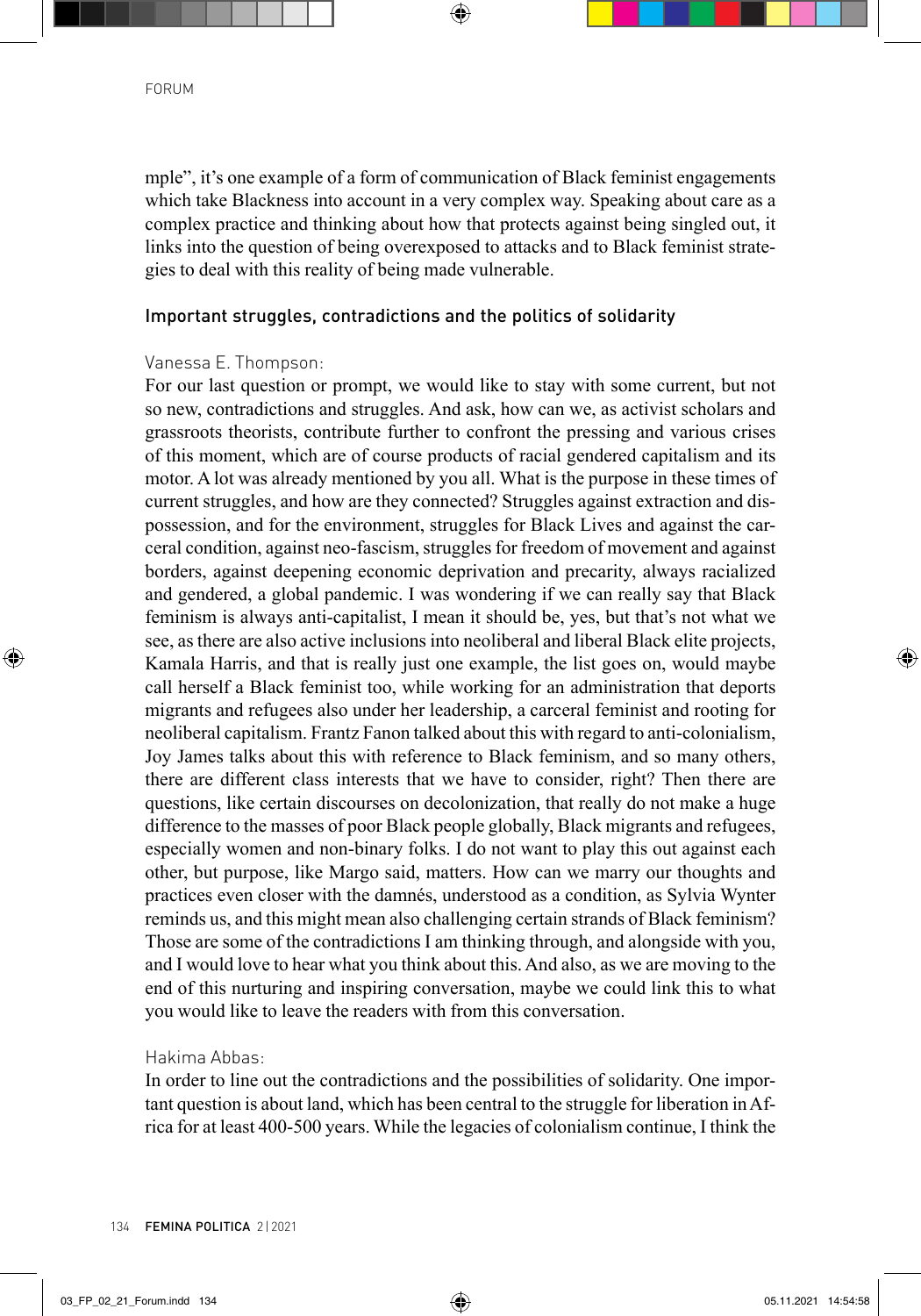mple", it's one example of a form of communication of Black feminist engagements which take Blackness into account in a very complex way. Speaking about care as a complex practice and thinking about how that protects against being singled out, it links into the question of being overexposed to attacks and to Black feminist strategies to deal with this reality of being made vulnerable.

### Important struggles, contradictions and the politics of solidarity

Vanessa E. Thompson:
For our last question or prompt, we would like to stay with some current, but not so new, contradictions and struggles. And ask, how can we, as activist scholars and grassroots theorists, contribute further to confront the pressing and various crises of this moment, which are of course products of racial gendered capitalism and its motor. A lot was already mentioned by you all. What is the purpose in these times of current struggles, and how are they connected? Struggles against extraction and dispossession, and for the environment, struggles for Black Lives and against the carceral condition, against neo-fascism, struggles for freedom of movement and against borders, against deepening economic deprivation and precarity, always racialized and gendered, a global pandemic. I was wondering if we can really say that Black feminism is always anti-capitalist, I mean it should be, yes, but that's not what we see, as there are also active inclusions into neoliberal and liberal Black elite projects, Kamala Harris, and that is really just one example, the list goes on, would maybe call herself a Black feminist too, while working for an administration that deports migrants and refugees also under her leadership, a carceral feminist and rooting for neoliberal capitalism. Frantz Fanon talked about this with regard to anti-colonialism, Joy James talks about this with reference to Black feminism, and so many others, there are different class interests that we have to consider, right? Then there are questions, like certain discourses on decolonization, that really do not make a huge difference to the masses of poor Black people globally, Black migrants and refugees, especially women and non-binary folks. I do not want to play this out against each other, but purpose, like Margo said, matters. How can we marry our thoughts and practices even closer with the damnés, understood as a condition, as Sylvia Wynter reminds us, and this might mean also challenging certain strands of Black feminism? Those are some of the contradictions I am thinking through, and alongside with you, and I would love to hear what you think about this. And also, as we are moving to the end of this nurturing and inspiring conversation, maybe we could link this to what you would like to leave the readers with from this conversation.

Hakima Abbas:
In order to line out the contradictions and the possibilities of solidarity. One important question is about land, which has been central to the struggle for liberation in Africa for at least 400-500 years. While the legacies of colonialism continue, I think the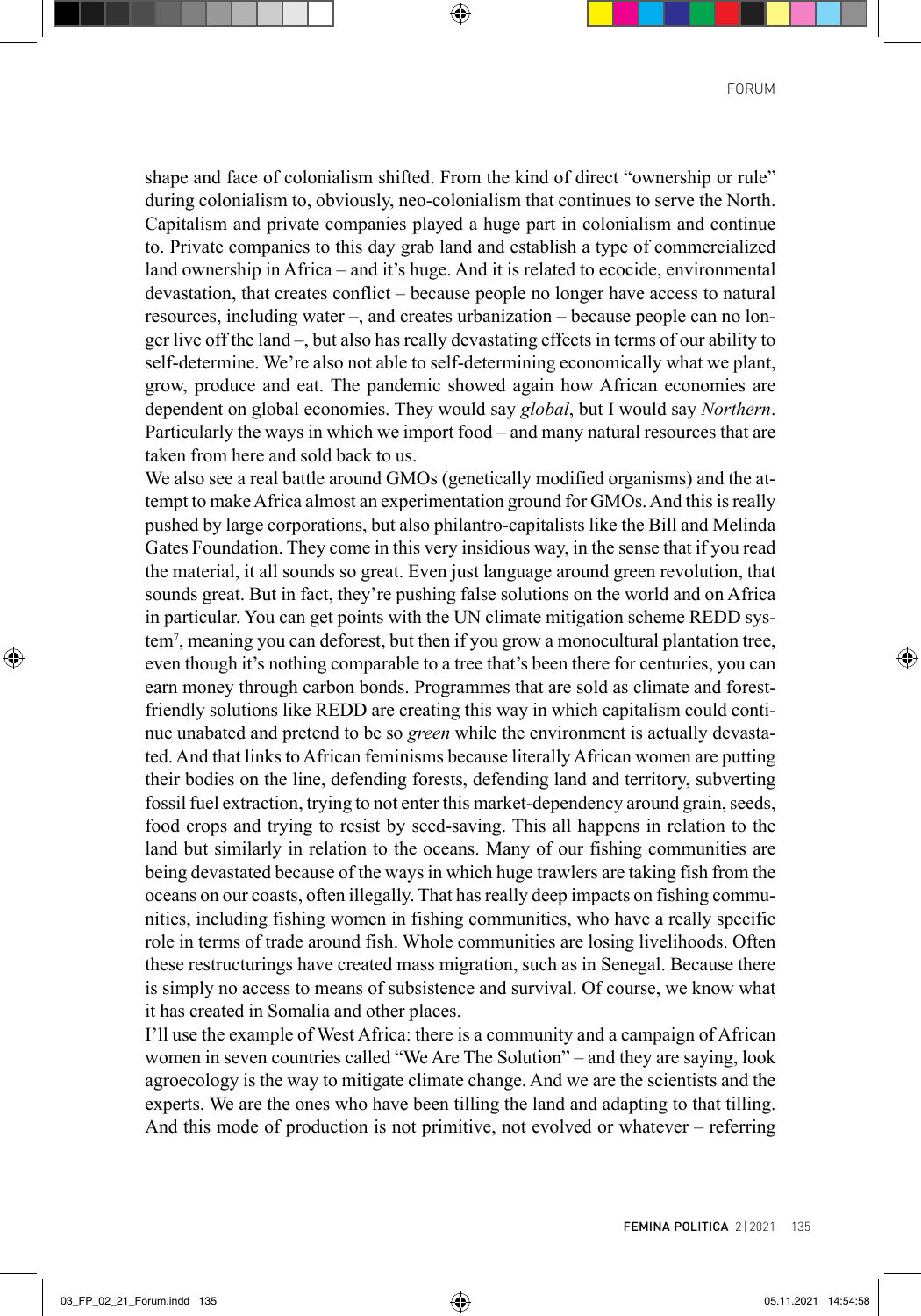shape and face of colonialism shifted. From the kind of direct "ownership or rule" during colonialism to, obviously, neo-colonialism that continues to serve the North. Capitalism and private companies played a huge part in colonialism and continue to. Private companies to this day grab land and establish a type of commercialized land ownership in Africa – and it's huge. And it is related to ecocide, environmental devastation, that creates conflict – because people no longer have access to natural resources, including water –, and creates urbanization – because people can no longer live off the land –, but also has really devastating effects in terms of our ability to self-determine. We're also not able to self-determining economically what we plant, grow, produce and eat. The pandemic showed again how African economies are dependent on global economies. They would say *global*, but I would say *Northern*. Particularly the ways in which we import food – and many natural resources that are taken from here and sold back to us.

We also see a real battle around GMOs (genetically modified organisms) and the attempt to make Africa almost an experimentation ground for GMOs. And this is really pushed by large corporations, but also philantro-capitalists like the Bill and Melinda Gates Foundation. They come in this very insidious way, in the sense that if you read the material, it all sounds so great. Even just language around green revolution, that sounds great. But in fact, they're pushing false solutions on the world and on Africa in particular. You can get points with the UN climate mitigation scheme REDD system[7], meaning you can deforest, but then if you grow a monocultural plantation tree, even though it's nothing comparable to a tree that's been there for centuries, you can earn money through carbon bonds. Programmes that are sold as climate and forest-friendly solutions like REDD are creating this way in which capitalism could continue unabated and pretend to be so *green* while the environment is actually devastated. And that links to African feminisms because literally African women are putting their bodies on the line, defending forests, defending land and territory, subverting fossil fuel extraction, trying to not enter this market-dependency around grain, seeds, food crops and trying to resist by seed-saving. This all happens in relation to the land but similarly in relation to the oceans. Many of our fishing communities are being devastated because of the ways in which huge trawlers are taking fish from the oceans on our coasts, often illegally. That has really deep impacts on fishing communities, including fishing women in fishing communities, who have a really specific role in terms of trade around fish. Whole communities are losing livelihoods. Often these restructurings have created mass migration, such as in Senegal. Because there is simply no access to means of subsistence and survival. Of course, we know what it has created in Somalia and other places.

I'll use the example of West Africa: there is a community and a campaign of African women in seven countries called "We Are The Solution" – and they are saying, look agroecology is the way to mitigate climate change. And we are the scientists and the experts. We are the ones who have been tilling the land and adapting to that tilling. And this mode of production is not primitive, not evolved or whatever – referring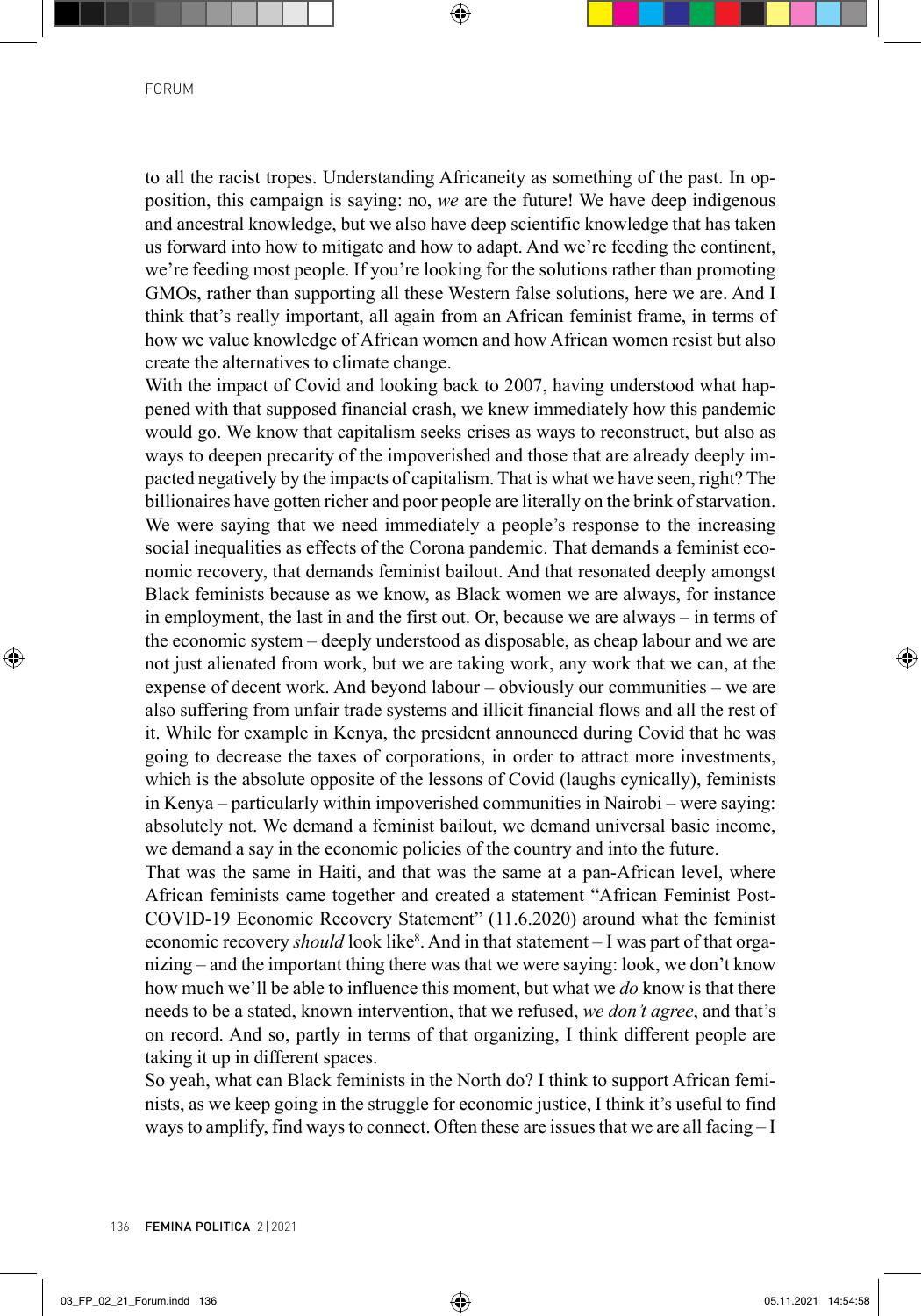to all the racist tropes. Understanding Africaneity as something of the past. In opposition, this campaign is saying: no, *we* are the future! We have deep indigenous and ancestral knowledge, but we also have deep scientific knowledge that has taken us forward into how to mitigate and how to adapt. And we're feeding the continent, we're feeding most people. If you're looking for the solutions rather than promoting GMOs, rather than supporting all these Western false solutions, here we are. And I think that's really important, all again from an African feminist frame, in terms of how we value knowledge of African women and how African women resist but also create the alternatives to climate change.

With the impact of Covid and looking back to 2007, having understood what happened with that supposed financial crash, we knew immediately how this pandemic would go. We know that capitalism seeks crises as ways to reconstruct, but also as ways to deepen precarity of the impoverished and those that are already deeply impacted negatively by the impacts of capitalism. That is what we have seen, right? The billionaires have gotten richer and poor people are literally on the brink of starvation. We were saying that we need immediately a people's response to the increasing social inequalities as effects of the Corona pandemic. That demands a feminist economic recovery, that demands feminist bailout. And that resonated deeply amongst Black feminists because as we know, as Black women we are always, for instance in employment, the last in and the first out. Or, because we are always – in terms of the economic system – deeply understood as disposable, as cheap labour and we are not just alienated from work, but we are taking work, any work that we can, at the expense of decent work. And beyond labour – obviously our communities – we are also suffering from unfair trade systems and illicit financial flows and all the rest of it. While for example in Kenya, the president announced during Covid that he was going to decrease the taxes of corporations, in order to attract more investments, which is the absolute opposite of the lessons of Covid (laughs cynically), feminists in Kenya – particularly within impoverished communities in Nairobi – were saying: absolutely not. We demand a feminist bailout, we demand universal basic income, we demand a say in the economic policies of the country and into the future.

That was the same in Haiti, and that was the same at a pan-African level, where African feminists came together and created a statement "African Feminist Post-COVID-19 Economic Recovery Statement" (11.6.2020) around what the feminist economic recovery *should* look like[8]. And in that statement – I was part of that organizing – and the important thing there was that we were saying: look, we don't know how much we'll be able to influence this moment, but what we *do* know is that there needs to be a stated, known intervention, that we refused, *we don't agree*, and that's on record. And so, partly in terms of that organizing, I think different people are taking it up in different spaces.

So yeah, what can Black feminists in the North do? I think to support African feminists, as we keep going in the struggle for economic justice, I think it's useful to find ways to amplify, find ways to connect. Often these are issues that we are all facing – I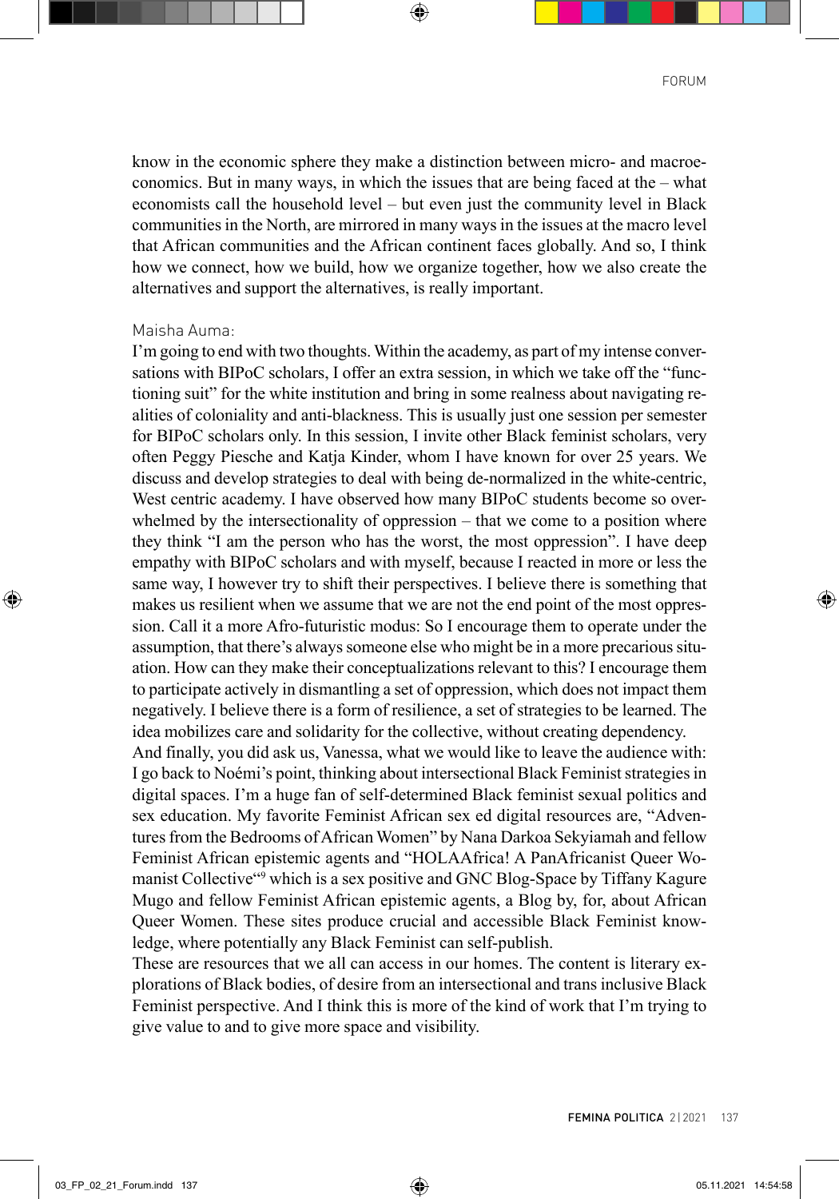know in the economic sphere they make a distinction between micro- and macroeconomics. But in many ways, in which the issues that are being faced at the – what economists call the household level – but even just the community level in Black communities in the North, are mirrored in many ways in the issues at the macro level that African communities and the African continent faces globally. And so, I think how we connect, how we build, how we organize together, how we also create the alternatives and support the alternatives, is really important.

Maisha Auma:

I'm going to end with two thoughts. Within the academy, as part of my intense conversations with BIPoC scholars, I offer an extra session, in which we take off the "functioning suit" for the white institution and bring in some realness about navigating realities of coloniality and anti-blackness. This is usually just one session per semester for BIPoC scholars only. In this session, I invite other Black feminist scholars, very often Peggy Piesche and Katja Kinder, whom I have known for over 25 years. We discuss and develop strategies to deal with being de-normalized in the white-centric, West centric academy. I have observed how many BIPoC students become so overwhelmed by the intersectionality of oppression – that we come to a position where they think "I am the person who has the worst, the most oppression". I have deep empathy with BIPoC scholars and with myself, because I reacted in more or less the same way, I however try to shift their perspectives. I believe there is something that makes us resilient when we assume that we are not the end point of the most oppression. Call it a more Afro-futuristic modus: So I encourage them to operate under the assumption, that there's always someone else who might be in a more precarious situation. How can they make their conceptualizations relevant to this? I encourage them to participate actively in dismantling a set of oppression, which does not impact them negatively. I believe there is a form of resilience, a set of strategies to be learned. The idea mobilizes care and solidarity for the collective, without creating dependency.

And finally, you did ask us, Vanessa, what we would like to leave the audience with: I go back to Noémi's point, thinking about intersectional Black Feminist strategies in digital spaces. I'm a huge fan of self-determined Black feminist sexual politics and sex education. My favorite Feminist African sex ed digital resources are, "Adventures from the Bedrooms of African Women" by Nana Darkoa Sekyiamah and fellow Feminist African epistemic agents and "HOLAAfrica! A PanAfricanist Queer Womanist Collective"[9] which is a sex positive and GNC Blog-Space by Tiffany Kagure Mugo and fellow Feminist African epistemic agents, a Blog by, for, about African Queer Women. These sites produce crucial and accessible Black Feminist knowledge, where potentially any Black Feminist can self-publish.

These are resources that we all can access in our homes. The content is literary explorations of Black bodies, of desire from an intersectional and trans inclusive Black Feminist perspective. And I think this is more of the kind of work that I'm trying to give value to and to give more space and visibility.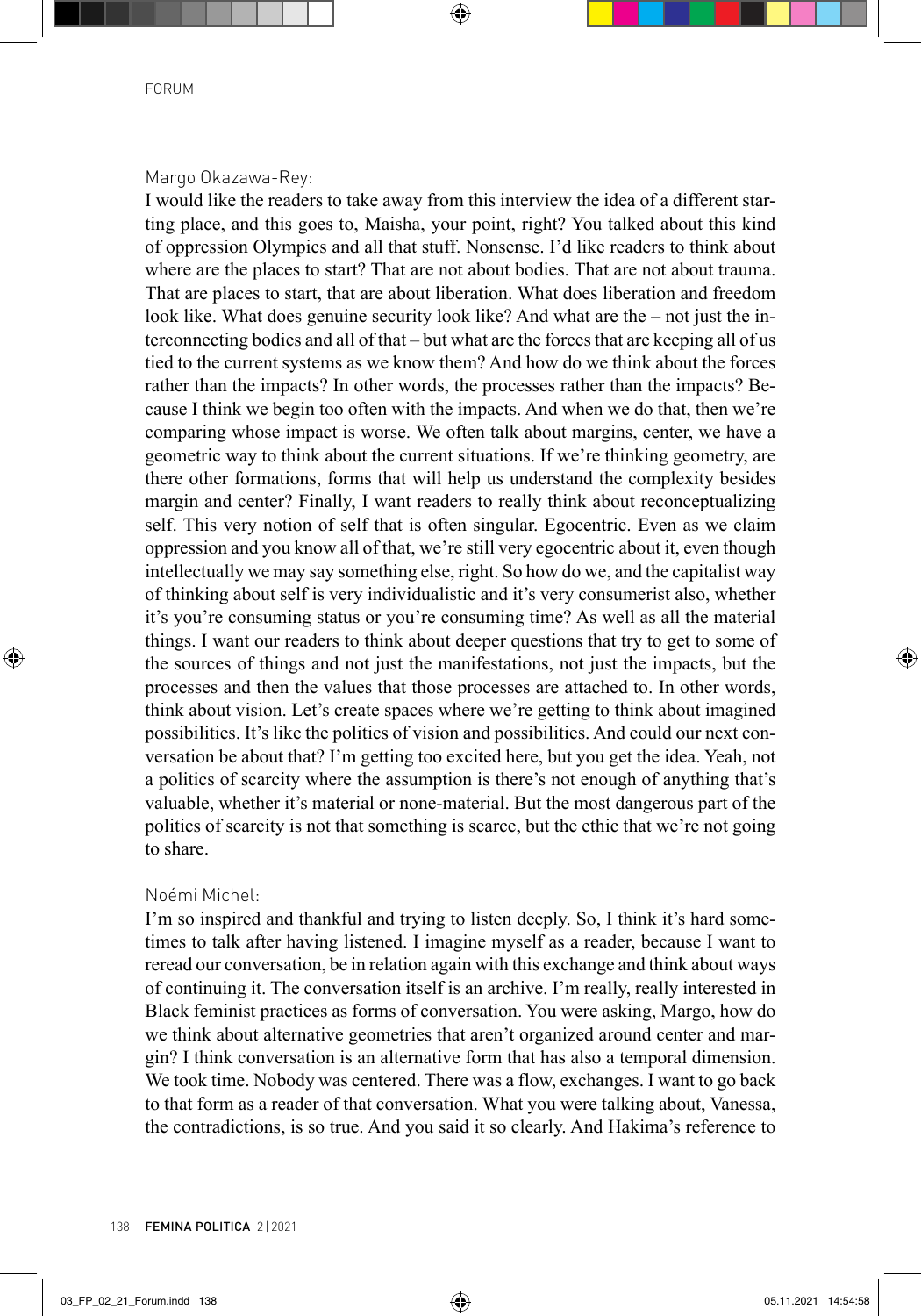Margo Okazawa-Rey:

I would like the readers to take away from this interview the idea of a different starting place, and this goes to, Maisha, your point, right? You talked about this kind of oppression Olympics and all that stuff. Nonsense. I'd like readers to think about where are the places to start? That are not about bodies. That are not about trauma. That are places to start, that are about liberation. What does liberation and freedom look like. What does genuine security look like? And what are the – not just the interconnecting bodies and all of that – but what are the forces that are keeping all of us tied to the current systems as we know them? And how do we think about the forces rather than the impacts? In other words, the processes rather than the impacts? Because I think we begin too often with the impacts. And when we do that, then we're comparing whose impact is worse. We often talk about margins, center, we have a geometric way to think about the current situations. If we're thinking geometry, are there other formations, forms that will help us understand the complexity besides margin and center? Finally, I want readers to really think about reconceptualizing self. This very notion of self that is often singular. Egocentric. Even as we claim oppression and you know all of that, we're still very egocentric about it, even though intellectually we may say something else, right. So how do we, and the capitalist way of thinking about self is very individualistic and it's very consumerist also, whether it's you're consuming status or you're consuming time? As well as all the material things. I want our readers to think about deeper questions that try to get to some of the sources of things and not just the manifestations, not just the impacts, but the processes and then the values that those processes are attached to. In other words, think about vision. Let's create spaces where we're getting to think about imagined possibilities. It's like the politics of vision and possibilities. And could our next conversation be about that? I'm getting too excited here, but you get the idea. Yeah, not a politics of scarcity where the assumption is there's not enough of anything that's valuable, whether it's material or none-material. But the most dangerous part of the politics of scarcity is not that something is scarce, but the ethic that we're not going to share.

Noémi Michel:

I'm so inspired and thankful and trying to listen deeply. So, I think it's hard sometimes to talk after having listened. I imagine myself as a reader, because I want to reread our conversation, be in relation again with this exchange and think about ways of continuing it. The conversation itself is an archive. I'm really, really interested in Black feminist practices as forms of conversation. You were asking, Margo, how do we think about alternative geometries that aren't organized around center and margin? I think conversation is an alternative form that has also a temporal dimension. We took time. Nobody was centered. There was a flow, exchanges. I want to go back to that form as a reader of that conversation. What you were talking about, Vanessa, the contradictions, is so true. And you said it so clearly. And Hakima's reference to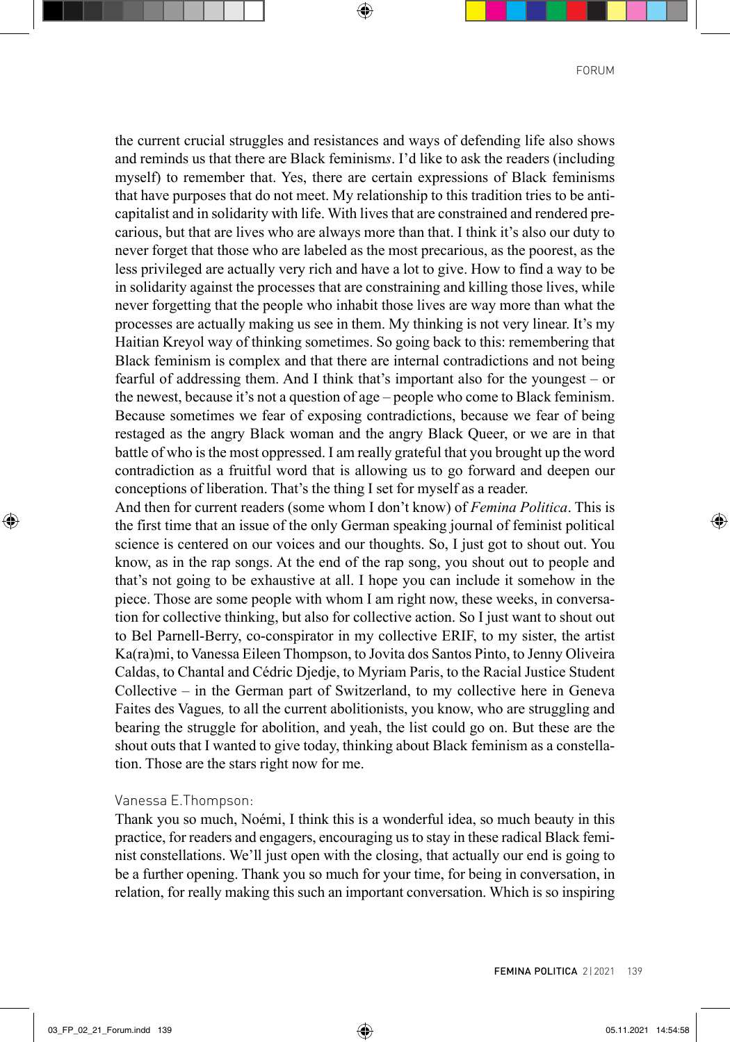the current crucial struggles and resistances and ways of defending life also shows and reminds us that there are Black feminism*s*. I'd like to ask the readers (including myself) to remember that. Yes, there are certain expressions of Black feminisms that have purposes that do not meet. My relationship to this tradition tries to be anti-capitalist and in solidarity with life. With lives that are constrained and rendered precarious, but that are lives who are always more than that. I think it's also our duty to never forget that those who are labeled as the most precarious, as the poorest, as the less privileged are actually very rich and have a lot to give. How to find a way to be in solidarity against the processes that are constraining and killing those lives, while never forgetting that the people who inhabit those lives are way more than what the processes are actually making us see in them. My thinking is not very linear. It's my Haitian Kreyol way of thinking sometimes. So going back to this: remembering that Black feminism is complex and that there are internal contradictions and not being fearful of addressing them. And I think that's important also for the youngest – or the newest, because it's not a question of age – people who come to Black feminism. Because sometimes we fear of exposing contradictions, because we fear of being restaged as the angry Black woman and the angry Black Queer, or we are in that battle of who is the most oppressed. I am really grateful that you brought up the word contradiction as a fruitful word that is allowing us to go forward and deepen our conceptions of liberation. That's the thing I set for myself as a reader.

And then for current readers (some whom I don't know) of *Femina Politica*. This is the first time that an issue of the only German speaking journal of feminist political science is centered on our voices and our thoughts. So, I just got to shout out. You know, as in the rap songs. At the end of the rap song, you shout out to people and that's not going to be exhaustive at all. I hope you can include it somehow in the piece. Those are some people with whom I am right now, these weeks, in conversation for collective thinking, but also for collective action. So I just want to shout out to Bel Parnell-Berry, co-conspirator in my collective ERIF, to my sister, the artist Ka(ra)mi, to Vanessa Eileen Thompson, to Jovita dos Santos Pinto, to Jenny Oliveira Caldas, to Chantal and Cédric Djedje, to Myriam Paris, to the Racial Justice Student Collective – in the German part of Switzerland, to my collective here in Geneva Faites des Vagues*,* to all the current abolitionists, you know, who are struggling and bearing the struggle for abolition, and yeah, the list could go on. But these are the shout outs that I wanted to give today, thinking about Black feminism as a constellation. Those are the stars right now for me.

Vanessa E.Thompson:

Thank you so much, Noémi, I think this is a wonderful idea, so much beauty in this practice, for readers and engagers, encouraging us to stay in these radical Black feminist constellations. We'll just open with the closing, that actually our end is going to be a further opening. Thank you so much for your time, for being in conversation, in relation, for really making this such an important conversation. Which is so inspiring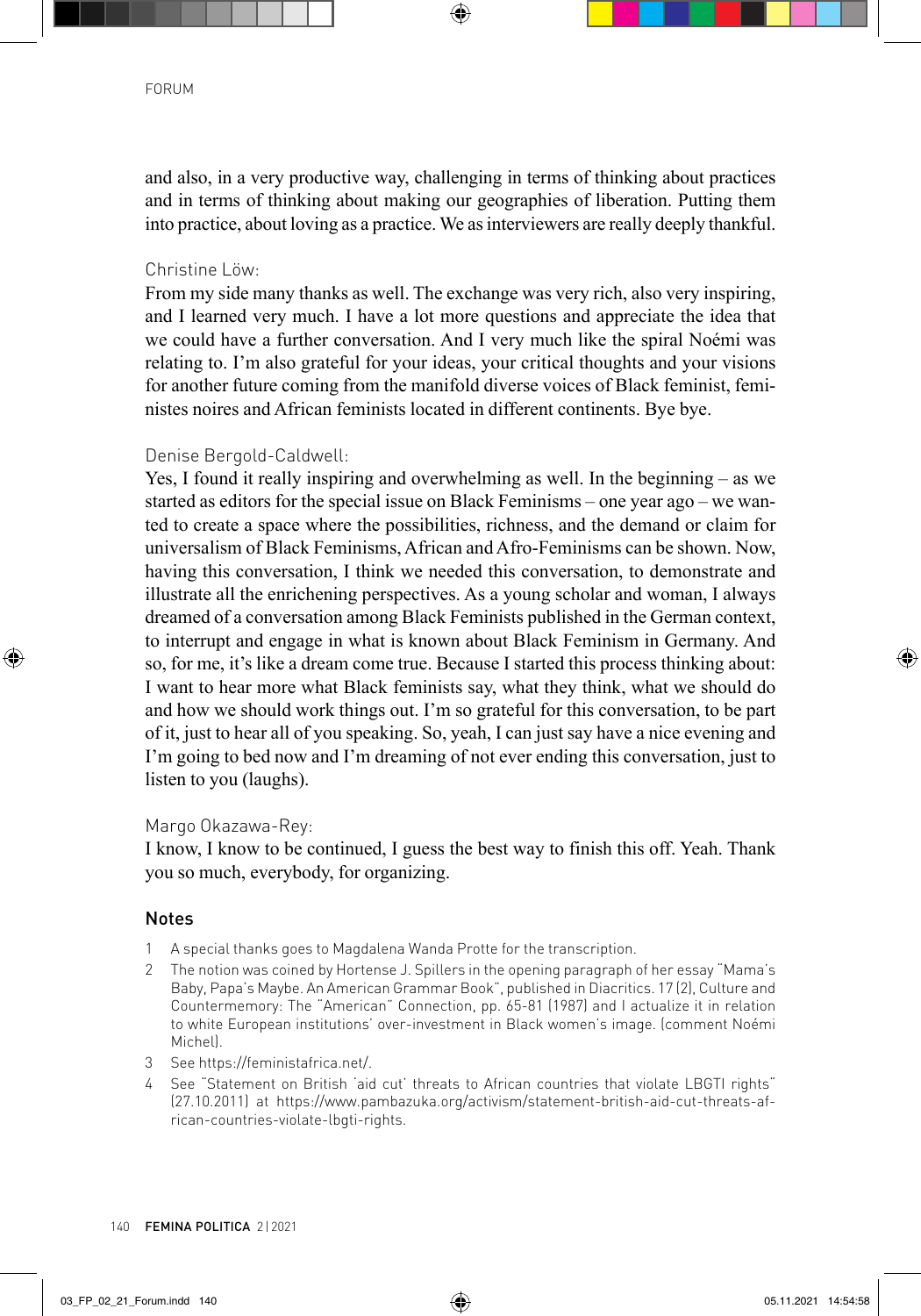and also, in a very productive way, challenging in terms of thinking about practices and in terms of thinking about making our geographies of liberation. Putting them into practice, about loving as a practice. We as interviewers are really deeply thankful.

Christine Löw:

From my side many thanks as well. The exchange was very rich, also very inspiring, and I learned very much. I have a lot more questions and appreciate the idea that we could have a further conversation. And I very much like the spiral Noémi was relating to. I'm also grateful for your ideas, your critical thoughts and your visions for another future coming from the manifold diverse voices of Black feminist, feministes noires and African feminists located in different continents. Bye bye.

Denise Bergold-Caldwell:

Yes, I found it really inspiring and overwhelming as well. In the beginning – as we started as editors for the special issue on Black Feminisms – one year ago – we wanted to create a space where the possibilities, richness, and the demand or claim for universalism of Black Feminisms, African and Afro-Feminisms can be shown. Now, having this conversation, I think we needed this conversation, to demonstrate and illustrate all the enrichening perspectives. As a young scholar and woman, I always dreamed of a conversation among Black Feminists published in the German context, to interrupt and engage in what is known about Black Feminism in Germany. And so, for me, it's like a dream come true. Because I started this process thinking about: I want to hear more what Black feminists say, what they think, what we should do and how we should work things out. I'm so grateful for this conversation, to be part of it, just to hear all of you speaking. So, yeah, I can just say have a nice evening and I'm going to bed now and I'm dreaming of not ever ending this conversation, just to listen to you (laughs).

Margo Okazawa-Rey:

I know, I know to be continued, I guess the best way to finish this off. Yeah. Thank you so much, everybody, for organizing.

## Notes

1. A special thanks goes to Magdalena Wanda Protte for the transcription.
2. The notion was coined by Hortense J. Spillers in the opening paragraph of her essay "Mama's Baby, Papa's Maybe. An American Grammar Book", published in Diacritics. 17 (2), Culture and Countermemory: The "American" Connection, pp. 65-81 (1987) and I actualize it in relation to white European institutions' over-investment in Black women's image. (comment Noémi Michel).
3. See https://feministafrica.net/.
4. See "Statement on British 'aid cut' threats to African countries that violate LBGTI rights" (27.10.2011) at https://www.pambazuka.org/activism/statement-british-aid-cut-threats-african-countries-violate-lbgti-rights.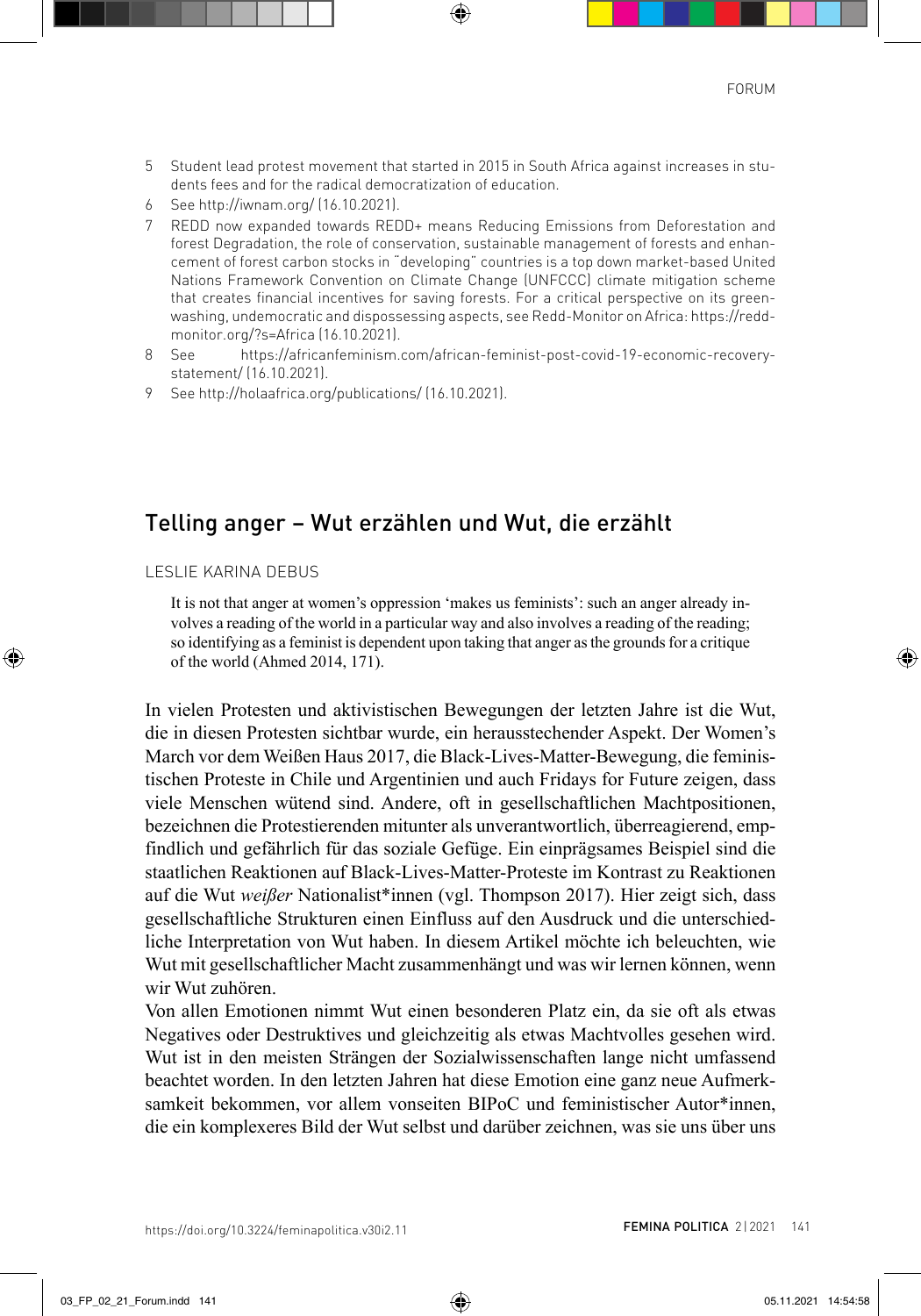5 Student lead protest movement that started in 2015 in South Africa against increases in students fees and for the radical democratization of education.

6 See http://iwnam.org/ (16.10.2021).

7 REDD now expanded towards REDD+ means Reducing Emissions from Deforestation and forest Degradation, the role of conservation, sustainable management of forests and enhancement of forest carbon stocks in "developing" countries is a top down market-based United Nations Framework Convention on Climate Change (UNFCCC) climate mitigation scheme that creates financial incentives for saving forests. For a critical perspective on its greenwashing, undemocratic and dispossessing aspects, see Redd-Monitor on Africa: https://redd-monitor.org/?s=Africa (16.10.2021).

8 See https://africanfeminism.com/african-feminist-post-covid-19-economic-recovery-statement/ (16.10.2021).

9 See http://holaafrica.org/publications/ (16.10.2021).

## Telling anger – Wut erzählen und Wut, die erzählt

LESLIE KARINA DEBUS

> It is not that anger at women's oppression 'makes us feminists': such an anger already involves a reading of the world in a particular way and also involves a reading of the reading; so identifying as a feminist is dependent upon taking that anger as the grounds for a critique of the world (Ahmed 2014, 171).

In vielen Protesten und aktivistischen Bewegungen der letzten Jahre ist die Wut, die in diesen Protesten sichtbar wurde, ein herausstechender Aspekt. Der Women's March vor dem Weißen Haus 2017, die Black-Lives-Matter-Bewegung, die feministischen Proteste in Chile und Argentinien und auch Fridays for Future zeigen, dass viele Menschen wütend sind. Andere, oft in gesellschaftlichen Machtpositionen, bezeichnen die Protestierenden mitunter als unverantwortlich, überreagierend, empfindlich und gefährlich für das soziale Gefüge. Ein einprägsames Beispiel sind die staatlichen Reaktionen auf Black-Lives-Matter-Proteste im Kontrast zu Reaktionen auf die Wut *weißer* Nationalist*innen (vgl. Thompson 2017). Hier zeigt sich, dass gesellschaftliche Strukturen einen Einfluss auf den Ausdruck und die unterschiedliche Interpretation von Wut haben. In diesem Artikel möchte ich beleuchten, wie Wut mit gesellschaftlicher Macht zusammenhängt und was wir lernen können, wenn wir Wut zuhören.

Von allen Emotionen nimmt Wut einen besonderen Platz ein, da sie oft als etwas Negatives oder Destruktives und gleichzeitig als etwas Machtvolles gesehen wird. Wut ist in den meisten Strängen der Sozialwissenschaften lange nicht umfassend beachtet worden. In den letzten Jahren hat diese Emotion eine ganz neue Aufmerksamkeit bekommen, vor allem vonseiten BIPoC und feministischer Autor*innen, die ein komplexeres Bild der Wut selbst und darüber zeichnen, was sie uns über uns